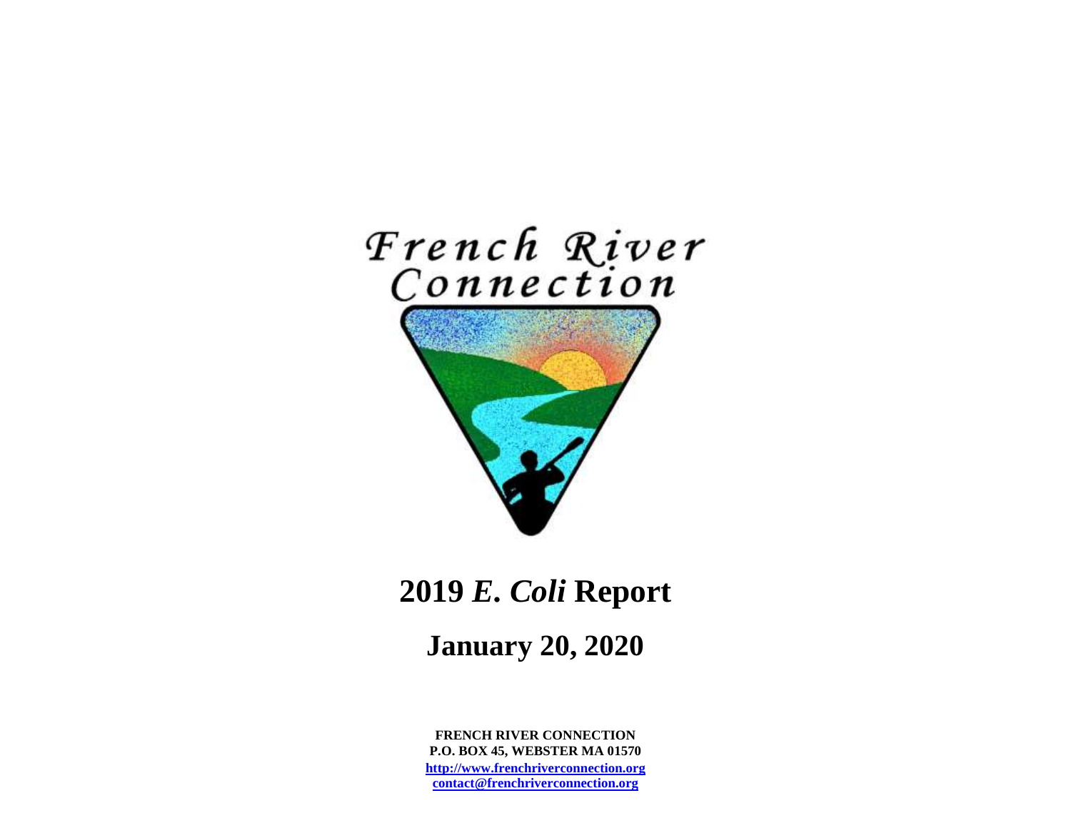French River Connection

# 2019 *E. Coli* Report

## January 20, 2020

**FRENCH RIVER CONNECTION**
**P.O. BOX 45, WEBSTER MA 01570**
**http://www.frenchriverconnection.org**
**contact@frenchriverconnection.org**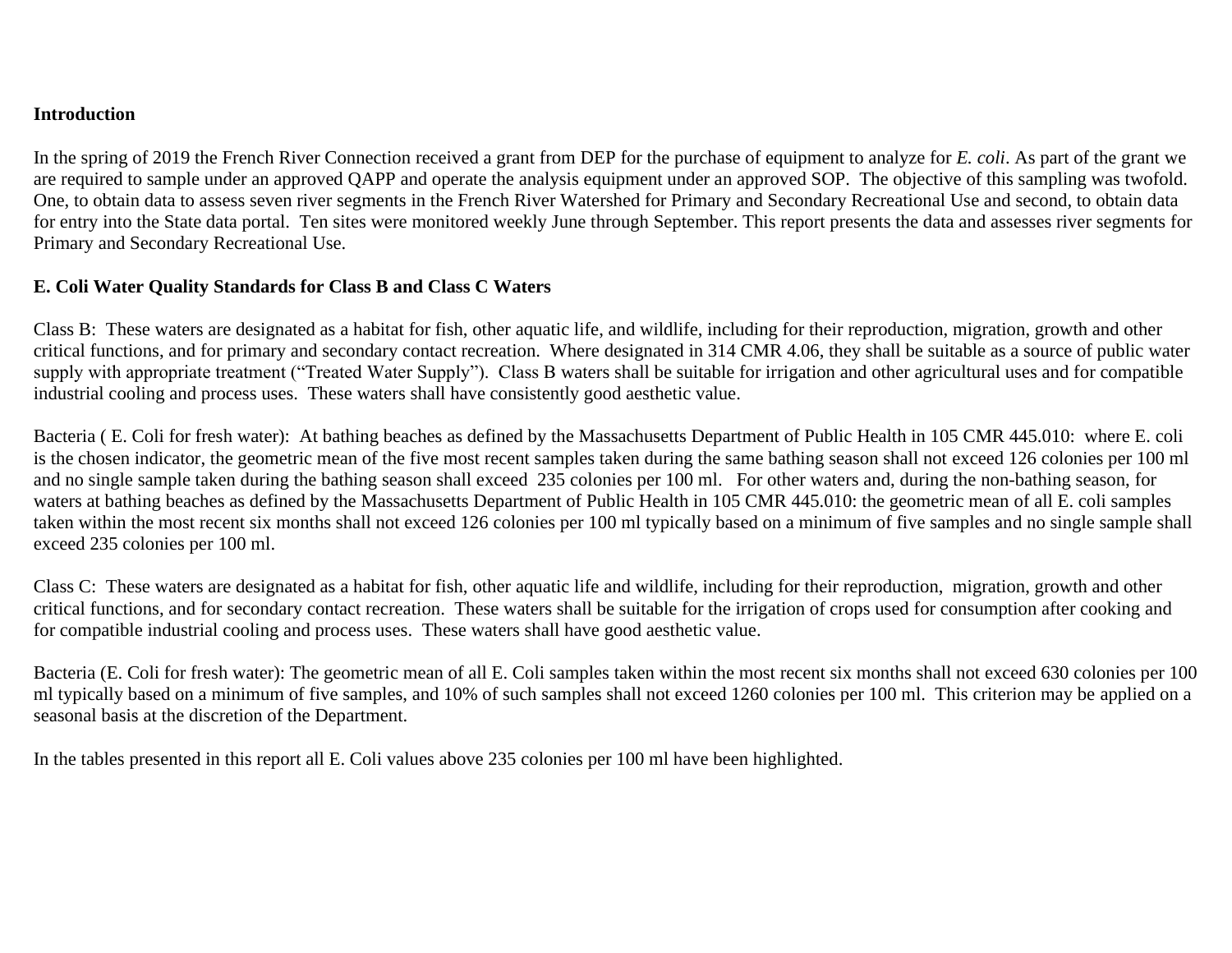**Introduction**

In the spring of 2019 the French River Connection received a grant from DEP for the purchase of equipment to analyze for *E. coli*. As part of the grant we are required to sample under an approved QAPP and operate the analysis equipment under an approved SOP. The objective of this sampling was twofold. One, to obtain data to assess seven river segments in the French River Watershed for Primary and Secondary Recreational Use and second, to obtain data for entry into the State data portal. Ten sites were monitored weekly June through September. This report presents the data and assesses river segments for Primary and Secondary Recreational Use.

**E. Coli Water Quality Standards for Class B and Class C Waters**

Class B: These waters are designated as a habitat for fish, other aquatic life, and wildlife, including for their reproduction, migration, growth and other critical functions, and for primary and secondary contact recreation. Where designated in 314 CMR 4.06, they shall be suitable as a source of public water supply with appropriate treatment ("Treated Water Supply"). Class B waters shall be suitable for irrigation and other agricultural uses and for compatible industrial cooling and process uses. These waters shall have consistently good aesthetic value.

Bacteria ( E. Coli for fresh water): At bathing beaches as defined by the Massachusetts Department of Public Health in 105 CMR 445.010: where E. coli is the chosen indicator, the geometric mean of the five most recent samples taken during the same bathing season shall not exceed 126 colonies per 100 ml and no single sample taken during the bathing season shall exceed 235 colonies per 100 ml. For other waters and, during the non-bathing season, for waters at bathing beaches as defined by the Massachusetts Department of Public Health in 105 CMR 445.010: the geometric mean of all E. coli samples taken within the most recent six months shall not exceed 126 colonies per 100 ml typically based on a minimum of five samples and no single sample shall exceed 235 colonies per 100 ml.

Class C: These waters are designated as a habitat for fish, other aquatic life and wildlife, including for their reproduction, migration, growth and other critical functions, and for secondary contact recreation. These waters shall be suitable for the irrigation of crops used for consumption after cooking and for compatible industrial cooling and process uses. These waters shall have good aesthetic value.

Bacteria (E. Coli for fresh water): The geometric mean of all E. Coli samples taken within the most recent six months shall not exceed 630 colonies per 100 ml typically based on a minimum of five samples, and 10% of such samples shall not exceed 1260 colonies per 100 ml. This criterion may be applied on a seasonal basis at the discretion of the Department.

In the tables presented in this report all E. Coli values above 235 colonies per 100 ml have been highlighted.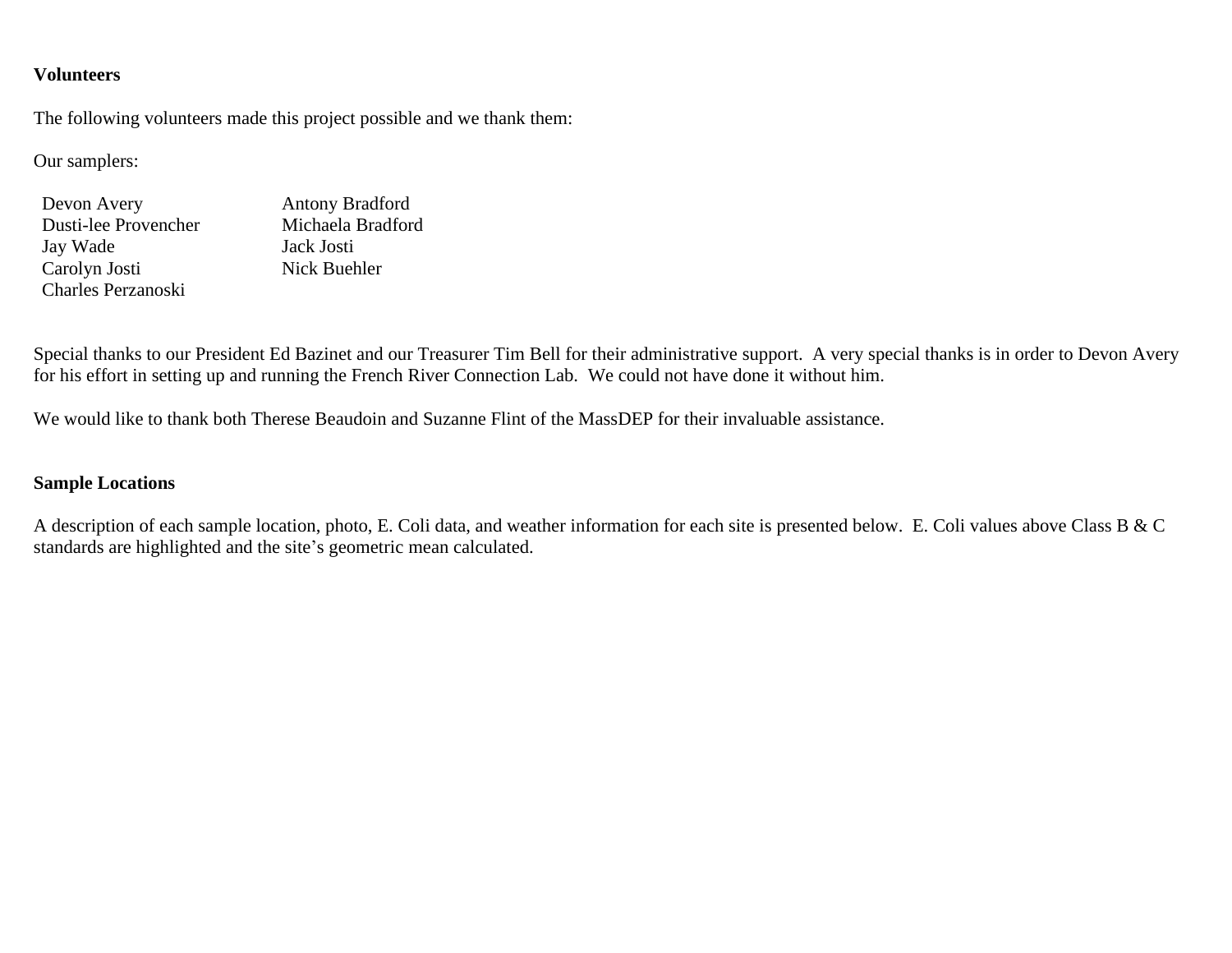**Volunteers**

The following volunteers made this project possible and we thank them:

Our samplers:

| | |
|---|---|
| Devon Avery | Antony Bradford |
| Dusti-lee Provencher | Michaela Bradford |
| Jay Wade | Jack Josti |
| Carolyn Josti | Nick Buehler |
| Charles Perzanoski | |

Special thanks to our President Ed Bazinet and our Treasurer Tim Bell for their administrative support. A very special thanks is in order to Devon Avery for his effort in setting up and running the French River Connection Lab. We could not have done it without him.

We would like to thank both Therese Beaudoin and Suzanne Flint of the MassDEP for their invaluable assistance.

**Sample Locations**

A description of each sample location, photo, E. Coli data, and weather information for each site is presented below. E. Coli values above Class B & C standards are highlighted and the site's geometric mean calculated.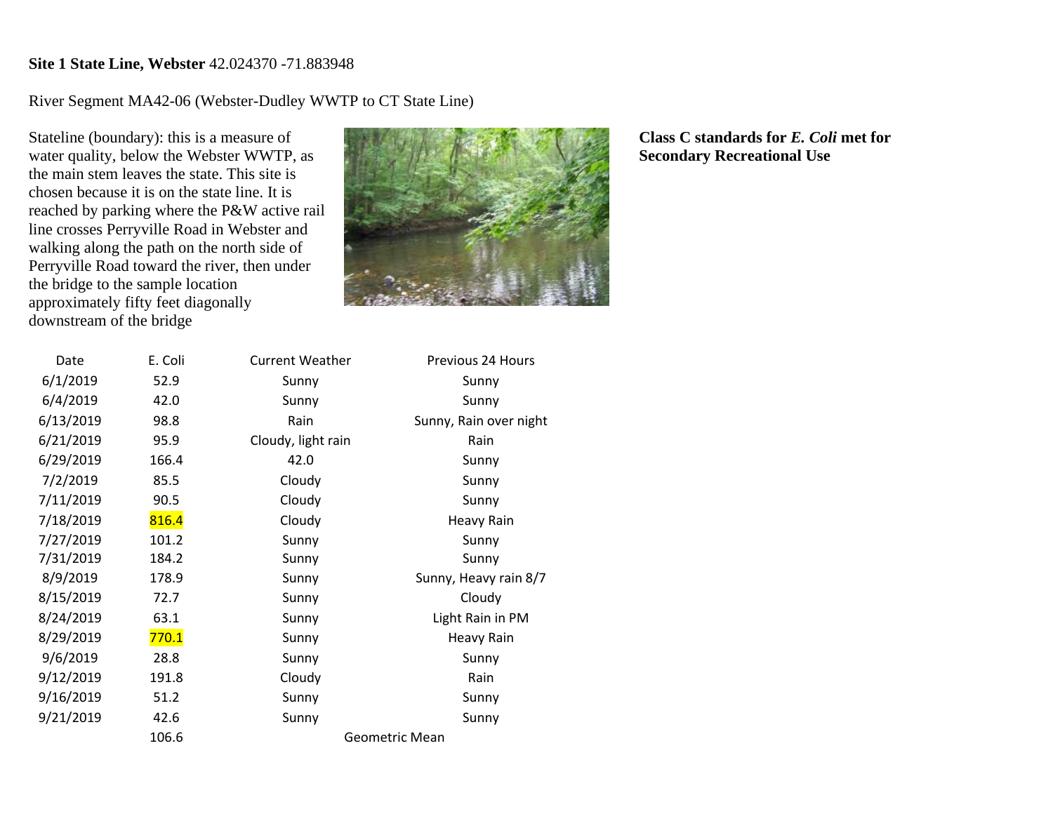**Site 1 State Line, Webster** 42.024370 -71.883948

River Segment MA42-06 (Webster-Dudley WWTP to CT State Line)

Stateline (boundary): this is a measure of water quality, below the Webster WWTP, as the main stem leaves the state. This site is chosen because it is on the state line. It is reached by parking where the P&W active rail line crosses Perryville Road in Webster and walking along the path on the north side of Perryville Road toward the river, then under the bridge to the sample location approximately fifty feet diagonally downstream of the bridge

**Class C standards for *E. Coli* met for Secondary Recreational Use**

| Date | E. Coli | Current Weather | Previous 24 Hours |
|---|---|---|---|
| 6/1/2019 | 52.9 | Sunny | Sunny |
| 6/4/2019 | 42.0 | Sunny | Sunny |
| 6/13/2019 | 98.8 | Rain | Sunny, Rain over night |
| 6/21/2019 | 95.9 | Cloudy, light rain | Rain |
| 6/29/2019 | 166.4 | 42.0 | Sunny |
| 7/2/2019 | 85.5 | Cloudy | Sunny |
| 7/11/2019 | 90.5 | Cloudy | Sunny |
| 7/18/2019 | 816.4 | Cloudy | Heavy Rain |
| 7/27/2019 | 101.2 | Sunny | Sunny |
| 7/31/2019 | 184.2 | Sunny | Sunny |
| 8/9/2019 | 178.9 | Sunny | Sunny, Heavy rain 8/7 |
| 8/15/2019 | 72.7 | Sunny | Cloudy |
| 8/24/2019 | 63.1 | Sunny | Light Rain in PM |
| 8/29/2019 | 770.1 | Sunny | Heavy Rain |
| 9/6/2019 | 28.8 | Sunny | Sunny |
| 9/12/2019 | 191.8 | Cloudy | Rain |
| 9/16/2019 | 51.2 | Sunny | Sunny |
| 9/21/2019 | 42.6 | Sunny | Sunny |
| | 106.6 | Geometric Mean | |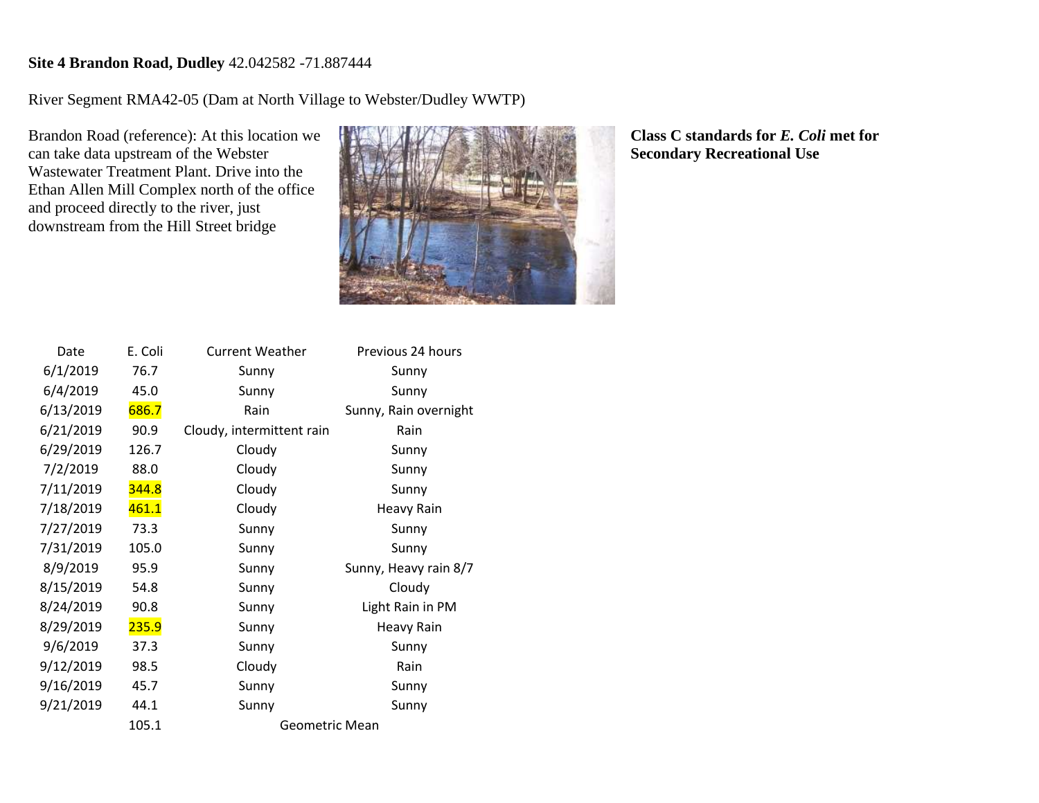**Site 4 Brandon Road, Dudley** 42.042582 -71.887444

River Segment RMA42-05 (Dam at North Village to Webster/Dudley WWTP)

Brandon Road (reference): At this location we can take data upstream of the Webster Wastewater Treatment Plant. Drive into the Ethan Allen Mill Complex north of the office and proceed directly to the river, just downstream from the Hill Street bridge

**Class C standards for *E. Coli* met for Secondary Recreational Use**

| Date | E. Coli | Current Weather | Previous 24 hours |
|---|---|---|---|
| 6/1/2019 | 76.7 | Sunny | Sunny |
| 6/4/2019 | 45.0 | Sunny | Sunny |
| 6/13/2019 | 686.7 | Rain | Sunny, Rain overnight |
| 6/21/2019 | 90.9 | Cloudy, intermittent rain | Rain |
| 6/29/2019 | 126.7 | Cloudy | Sunny |
| 7/2/2019 | 88.0 | Cloudy | Sunny |
| 7/11/2019 | 344.8 | Cloudy | Sunny |
| 7/18/2019 | 461.1 | Cloudy | Heavy Rain |
| 7/27/2019 | 73.3 | Sunny | Sunny |
| 7/31/2019 | 105.0 | Sunny | Sunny |
| 8/9/2019 | 95.9 | Sunny | Sunny, Heavy rain 8/7 |
| 8/15/2019 | 54.8 | Sunny | Cloudy |
| 8/24/2019 | 90.8 | Sunny | Light Rain in PM |
| 8/29/2019 | 235.9 | Sunny | Heavy Rain |
| 9/6/2019 | 37.3 | Sunny | Sunny |
| 9/12/2019 | 98.5 | Cloudy | Rain |
| 9/16/2019 | 45.7 | Sunny | Sunny |
| 9/21/2019 | 44.1 | Sunny | Sunny |
| | 105.1 | Geometric Mean | |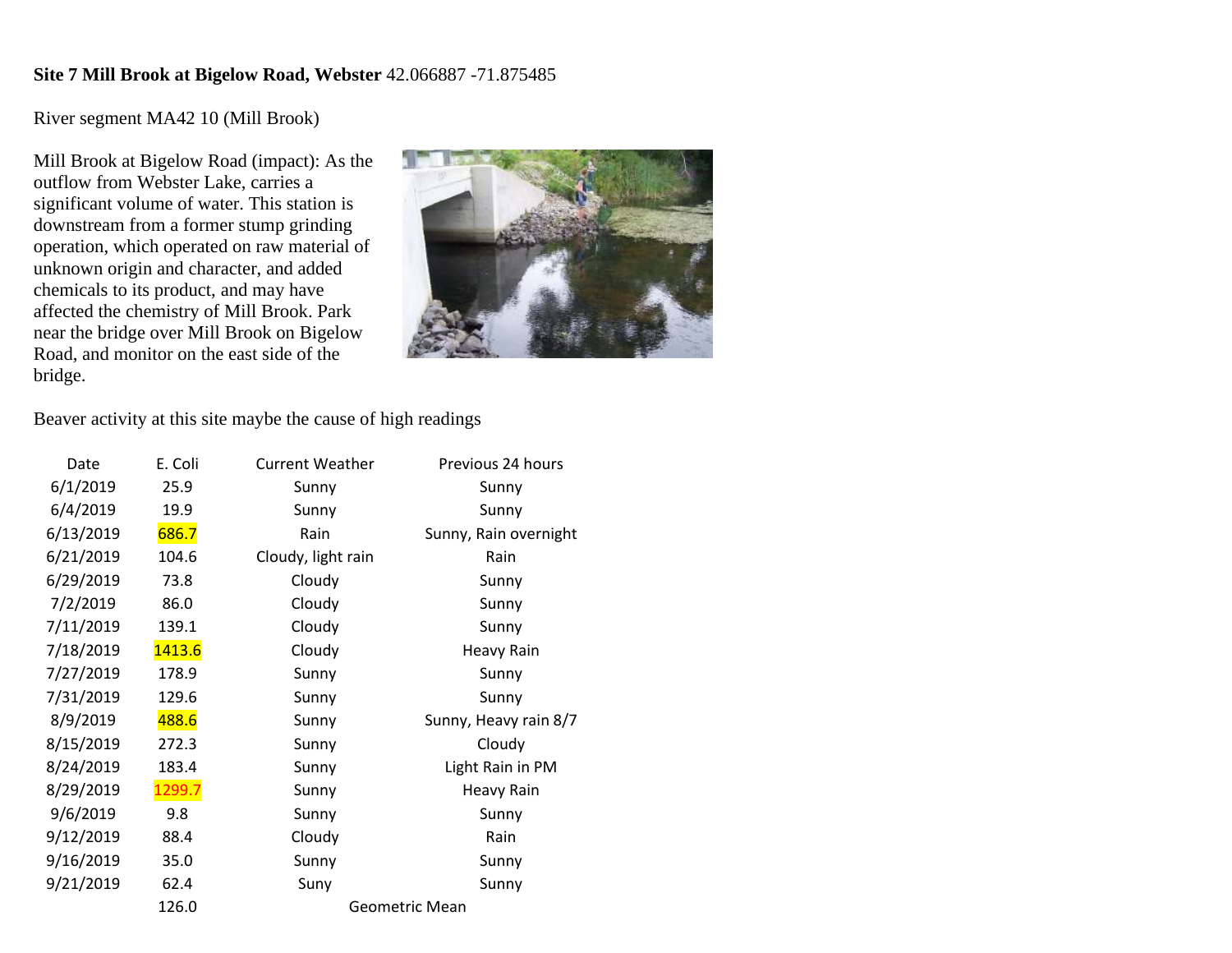**Site 7 Mill Brook at Bigelow Road, Webster** 42.066887 -71.875485

River segment MA42 10 (Mill Brook)

Mill Brook at Bigelow Road (impact): As the outflow from Webster Lake, carries a significant volume of water. This station is downstream from a former stump grinding operation, which operated on raw material of unknown origin and character, and added chemicals to its product, and may have affected the chemistry of Mill Brook. Park near the bridge over Mill Brook on Bigelow Road, and monitor on the east side of the bridge.

Beaver activity at this site maybe the cause of high readings

| Date | E. Coli | Current Weather | Previous 24 hours |
|---|---|---|---|
| 6/1/2019 | 25.9 | Sunny | Sunny |
| 6/4/2019 | 19.9 | Sunny | Sunny |
| 6/13/2019 | 686.7 | Rain | Sunny, Rain overnight |
| 6/21/2019 | 104.6 | Cloudy, light rain | Rain |
| 6/29/2019 | 73.8 | Cloudy | Sunny |
| 7/2/2019 | 86.0 | Cloudy | Sunny |
| 7/11/2019 | 139.1 | Cloudy | Sunny |
| 7/18/2019 | 1413.6 | Cloudy | Heavy Rain |
| 7/27/2019 | 178.9 | Sunny | Sunny |
| 7/31/2019 | 129.6 | Sunny | Sunny |
| 8/9/2019 | 488.6 | Sunny | Sunny, Heavy rain 8/7 |
| 8/15/2019 | 272.3 | Sunny | Cloudy |
| 8/24/2019 | 183.4 | Sunny | Light Rain in PM |
| 8/29/2019 | 1299.7 | Sunny | Heavy Rain |
| 9/6/2019 | 9.8 | Sunny | Sunny |
| 9/12/2019 | 88.4 | Cloudy | Rain |
| 9/16/2019 | 35.0 | Sunny | Sunny |
| 9/21/2019 | 62.4 | Suny | Sunny |
| | 126.0 | Geometric Mean | |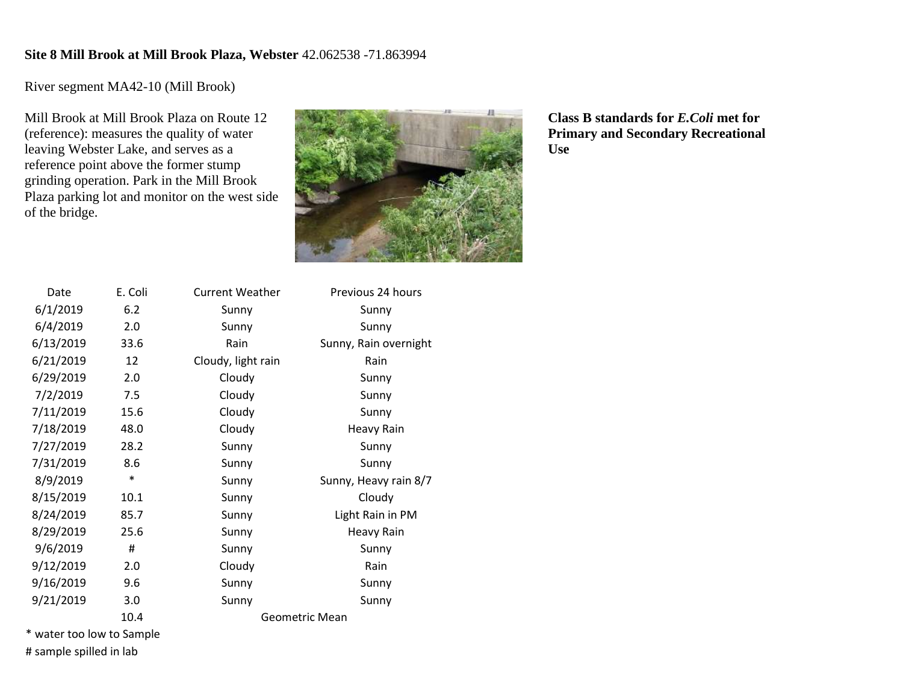**Site 8 Mill Brook at Mill Brook Plaza, Webster** 42.062538 -71.863994

River segment MA42-10 (Mill Brook)

Mill Brook at Mill Brook Plaza on Route 12 (reference): measures the quality of water leaving Webster Lake, and serves as a reference point above the former stump grinding operation. Park in the Mill Brook Plaza parking lot and monitor on the west side of the bridge.

**Class B standards for *E.Coli* met for Primary and Secondary Recreational Use**

| Date | E. Coli | Current Weather | Previous 24 hours |
|---|---|---|---|
| 6/1/2019 | 6.2 | Sunny | Sunny |
| 6/4/2019 | 2.0 | Sunny | Sunny |
| 6/13/2019 | 33.6 | Rain | Sunny, Rain overnight |
| 6/21/2019 | 12 | Cloudy, light rain | Rain |
| 6/29/2019 | 2.0 | Cloudy | Sunny |
| 7/2/2019 | 7.5 | Cloudy | Sunny |
| 7/11/2019 | 15.6 | Cloudy | Sunny |
| 7/18/2019 | 48.0 | Cloudy | Heavy Rain |
| 7/27/2019 | 28.2 | Sunny | Sunny |
| 7/31/2019 | 8.6 | Sunny | Sunny |
| 8/9/2019 | * | Sunny | Sunny, Heavy rain 8/7 |
| 8/15/2019 | 10.1 | Sunny | Cloudy |
| 8/24/2019 | 85.7 | Sunny | Light Rain in PM |
| 8/29/2019 | 25.6 | Sunny | Heavy Rain |
| 9/6/2019 | # | Sunny | Sunny |
| 9/12/2019 | 2.0 | Cloudy | Rain |
| 9/16/2019 | 9.6 | Sunny | Sunny |
| 9/21/2019 | 3.0 | Sunny | Sunny |
| | 10.4 | Geometric Mean | |

* water too low to Sample

# sample spilled in lab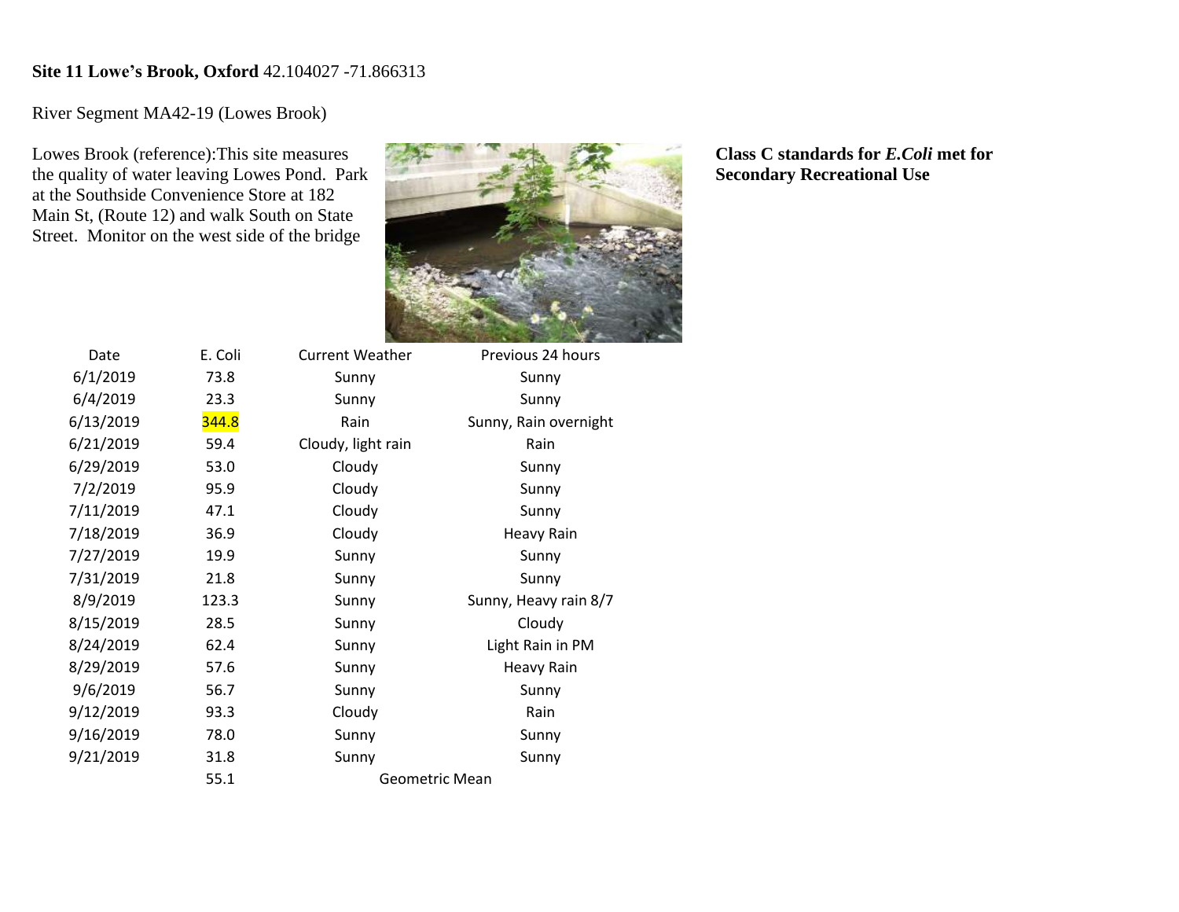**Site 11 Lowe's Brook, Oxford** 42.104027 -71.866313

River Segment MA42-19 (Lowes Brook)

Lowes Brook (reference):This site measures the quality of water leaving Lowes Pond. Park at the Southside Convenience Store at 182 Main St, (Route 12) and walk South on State Street. Monitor on the west side of the bridge

**Class C standards for *E.Coli* met for Secondary Recreational Use**

| Date | E. Coli | Current Weather | Previous 24 hours |
|---|---|---|---|
| 6/1/2019 | 73.8 | Sunny | Sunny |
| 6/4/2019 | 23.3 | Sunny | Sunny |
| 6/13/2019 | 344.8 | Rain | Sunny, Rain overnight |
| 6/21/2019 | 59.4 | Cloudy, light rain | Rain |
| 6/29/2019 | 53.0 | Cloudy | Sunny |
| 7/2/2019 | 95.9 | Cloudy | Sunny |
| 7/11/2019 | 47.1 | Cloudy | Sunny |
| 7/18/2019 | 36.9 | Cloudy | Heavy Rain |
| 7/27/2019 | 19.9 | Sunny | Sunny |
| 7/31/2019 | 21.8 | Sunny | Sunny |
| 8/9/2019 | 123.3 | Sunny | Sunny, Heavy rain 8/7 |
| 8/15/2019 | 28.5 | Sunny | Cloudy |
| 8/24/2019 | 62.4 | Sunny | Light Rain in PM |
| 8/29/2019 | 57.6 | Sunny | Heavy Rain |
| 9/6/2019 | 56.7 | Sunny | Sunny |
| 9/12/2019 | 93.3 | Cloudy | Rain |
| 9/16/2019 | 78.0 | Sunny | Sunny |
| 9/21/2019 | 31.8 | Sunny | Sunny |
| | 55.1 | Geometric Mean | |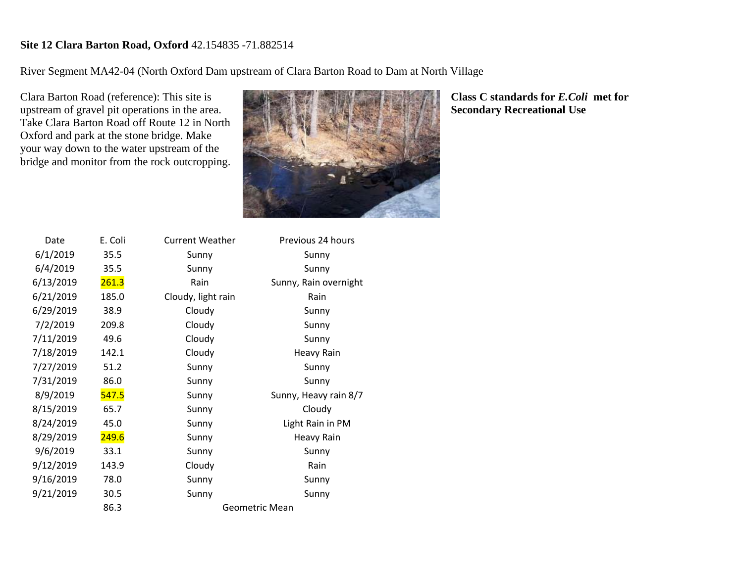**Site 12 Clara Barton Road, Oxford** 42.154835 -71.882514

River Segment MA42-04 (North Oxford Dam upstream of Clara Barton Road to Dam at North Village

Clara Barton Road (reference): This site is upstream of gravel pit operations in the area. Take Clara Barton Road off Route 12 in North Oxford and park at the stone bridge. Make your way down to the water upstream of the bridge and monitor from the rock outcropping.

**Class C standards for *E.Coli* met for Secondary Recreational Use**

| Date | E. Coli | Current Weather | Previous 24 hours |
|---|---|---|---|
| 6/1/2019 | 35.5 | Sunny | Sunny |
| 6/4/2019 | 35.5 | Sunny | Sunny |
| 6/13/2019 | 261.3 | Rain | Sunny, Rain overnight |
| 6/21/2019 | 185.0 | Cloudy, light rain | Rain |
| 6/29/2019 | 38.9 | Cloudy | Sunny |
| 7/2/2019 | 209.8 | Cloudy | Sunny |
| 7/11/2019 | 49.6 | Cloudy | Sunny |
| 7/18/2019 | 142.1 | Cloudy | Heavy Rain |
| 7/27/2019 | 51.2 | Sunny | Sunny |
| 7/31/2019 | 86.0 | Sunny | Sunny |
| 8/9/2019 | 547.5 | Sunny | Sunny, Heavy rain 8/7 |
| 8/15/2019 | 65.7 | Sunny | Cloudy |
| 8/24/2019 | 45.0 | Sunny | Light Rain in PM |
| 8/29/2019 | 249.6 | Sunny | Heavy Rain |
| 9/6/2019 | 33.1 | Sunny | Sunny |
| 9/12/2019 | 143.9 | Cloudy | Rain |
| 9/16/2019 | 78.0 | Sunny | Sunny |
| 9/21/2019 | 30.5 | Sunny | Sunny |
| | 86.3 | Geometric Mean | |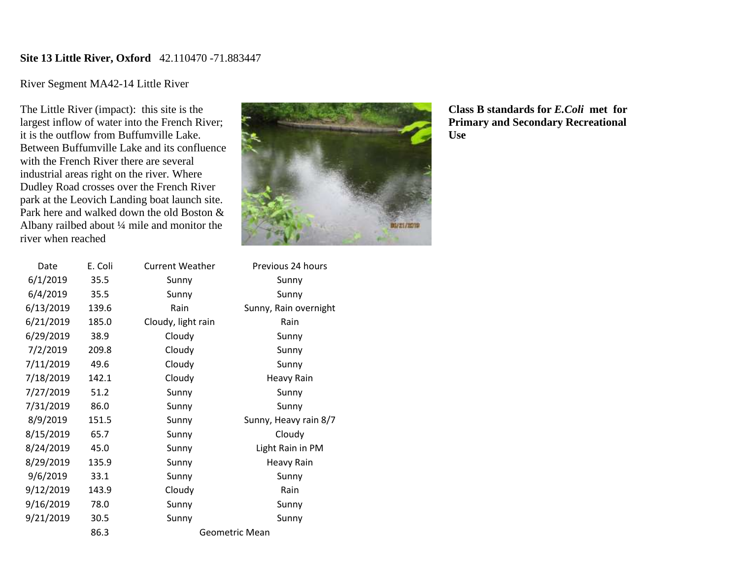**Site 13 Little River, Oxford** 42.110470 -71.883447

River Segment MA42-14 Little River

The Little River (impact): this site is the largest inflow of water into the French River; it is the outflow from Buffumville Lake. Between Buffumville Lake and its confluence with the French River there are several industrial areas right on the river. Where Dudley Road crosses over the French River park at the Leovich Landing boat launch site. Park here and walked down the old Boston & Albany railbed about ¼ mile and monitor the river when reached

**Class B standards for *E.Coli* met for Primary and Secondary Recreational Use**

| Date | E. Coli | Current Weather | Previous 24 hours |
|---|---|---|---|
| 6/1/2019 | 35.5 | Sunny | Sunny |
| 6/4/2019 | 35.5 | Sunny | Sunny |
| 6/13/2019 | 139.6 | Rain | Sunny, Rain overnight |
| 6/21/2019 | 185.0 | Cloudy, light rain | Rain |
| 6/29/2019 | 38.9 | Cloudy | Sunny |
| 7/2/2019 | 209.8 | Cloudy | Sunny |
| 7/11/2019 | 49.6 | Cloudy | Sunny |
| 7/18/2019 | 142.1 | Cloudy | Heavy Rain |
| 7/27/2019 | 51.2 | Sunny | Sunny |
| 7/31/2019 | 86.0 | Sunny | Sunny |
| 8/9/2019 | 151.5 | Sunny | Sunny, Heavy rain 8/7 |
| 8/15/2019 | 65.7 | Sunny | Cloudy |
| 8/24/2019 | 45.0 | Sunny | Light Rain in PM |
| 8/29/2019 | 135.9 | Sunny | Heavy Rain |
| 9/6/2019 | 33.1 | Sunny | Sunny |
| 9/12/2019 | 143.9 | Cloudy | Rain |
| 9/16/2019 | 78.0 | Sunny | Sunny |
| 9/21/2019 | 30.5 | Sunny | Sunny |
| | 86.3 | Geometric Mean | |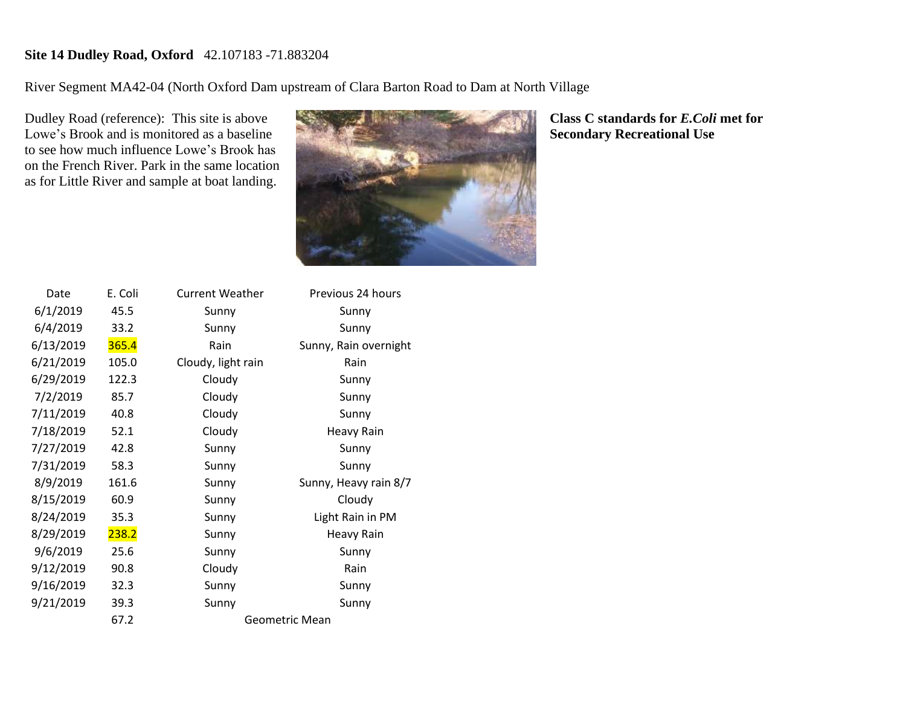**Site 14 Dudley Road, Oxford** 42.107183 -71.883204

River Segment MA42-04 (North Oxford Dam upstream of Clara Barton Road to Dam at North Village

Dudley Road (reference): This site is above Lowe's Brook and is monitored as a baseline to see how much influence Lowe's Brook has on the French River. Park in the same location as for Little River and sample at boat landing.

**Class C standards for *E.Coli* met for Secondary Recreational Use**

| Date | E. Coli | Current Weather | Previous 24 hours |
|---|---|---|---|
| 6/1/2019 | 45.5 | Sunny | Sunny |
| 6/4/2019 | 33.2 | Sunny | Sunny |
| 6/13/2019 | 365.4 | Rain | Sunny, Rain overnight |
| 6/21/2019 | 105.0 | Cloudy, light rain | Rain |
| 6/29/2019 | 122.3 | Cloudy | Sunny |
| 7/2/2019 | 85.7 | Cloudy | Sunny |
| 7/11/2019 | 40.8 | Cloudy | Sunny |
| 7/18/2019 | 52.1 | Cloudy | Heavy Rain |
| 7/27/2019 | 42.8 | Sunny | Sunny |
| 7/31/2019 | 58.3 | Sunny | Sunny |
| 8/9/2019 | 161.6 | Sunny | Sunny, Heavy rain 8/7 |
| 8/15/2019 | 60.9 | Sunny | Cloudy |
| 8/24/2019 | 35.3 | Sunny | Light Rain in PM |
| 8/29/2019 | 238.2 | Sunny | Heavy Rain |
| 9/6/2019 | 25.6 | Sunny | Sunny |
| 9/12/2019 | 90.8 | Cloudy | Rain |
| 9/16/2019 | 32.3 | Sunny | Sunny |
| 9/21/2019 | 39.3 | Sunny | Sunny |
| | 67.2 | Geometric Mean | |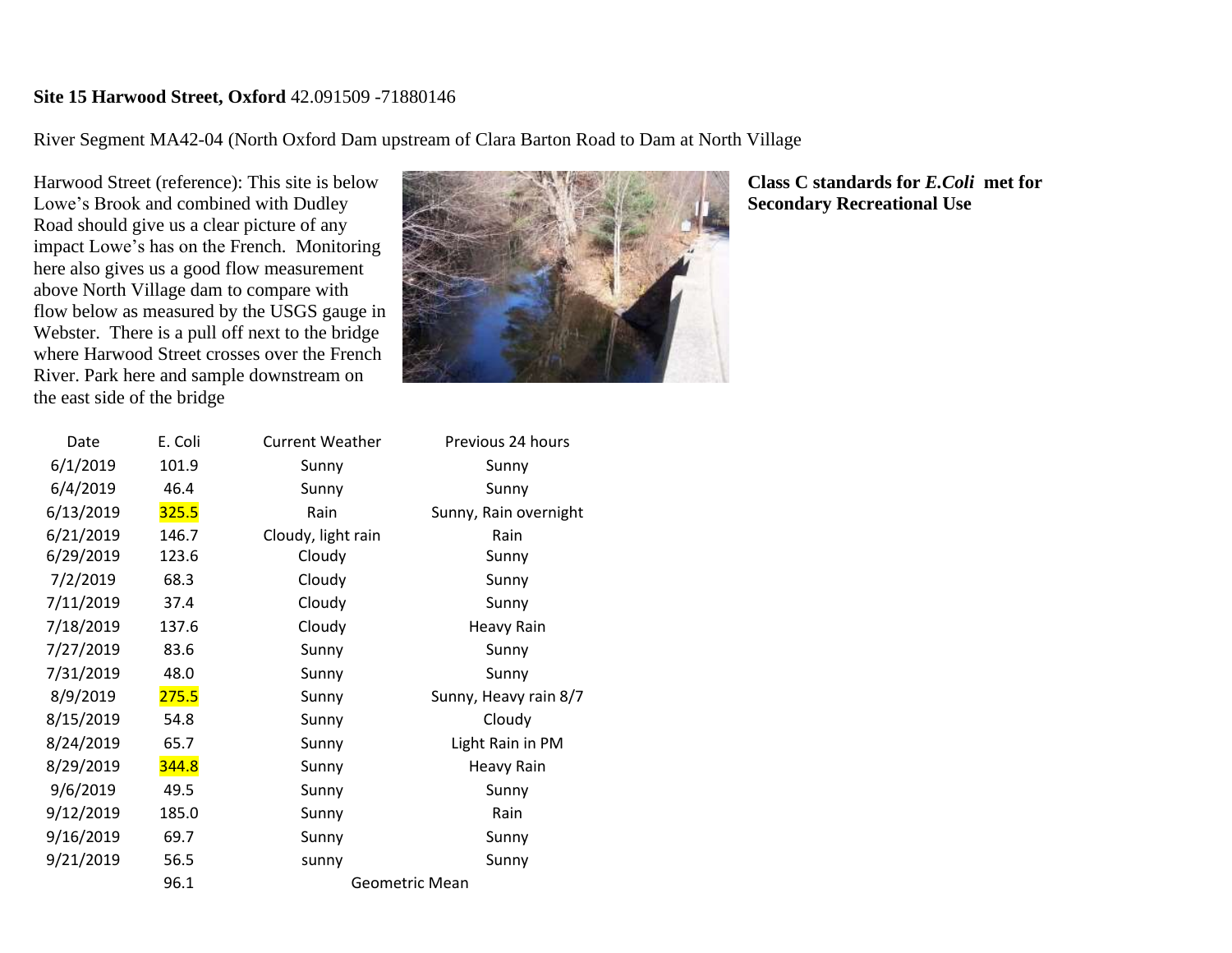**Site 15 Harwood Street, Oxford** 42.091509 -71880146

River Segment MA42-04 (North Oxford Dam upstream of Clara Barton Road to Dam at North Village

Harwood Street (reference): This site is below Lowe's Brook and combined with Dudley Road should give us a clear picture of any impact Lowe's has on the French. Monitoring here also gives us a good flow measurement above North Village dam to compare with flow below as measured by the USGS gauge in Webster. There is a pull off next to the bridge where Harwood Street crosses over the French River. Park here and sample downstream on the east side of the bridge

**Class C standards for *E.Coli* met for Secondary Recreational Use**

| Date | E. Coli | Current Weather | Previous 24 hours |
|---|---|---|---|
| 6/1/2019 | 101.9 | Sunny | Sunny |
| 6/4/2019 | 46.4 | Sunny | Sunny |
| 6/13/2019 | 325.5 | Rain | Sunny, Rain overnight |
| 6/21/2019 | 146.7 | Cloudy, light rain | Rain |
| 6/29/2019 | 123.6 | Cloudy | Sunny |
| 7/2/2019 | 68.3 | Cloudy | Sunny |
| 7/11/2019 | 37.4 | Cloudy | Sunny |
| 7/18/2019 | 137.6 | Cloudy | Heavy Rain |
| 7/27/2019 | 83.6 | Sunny | Sunny |
| 7/31/2019 | 48.0 | Sunny | Sunny |
| 8/9/2019 | 275.5 | Sunny | Sunny, Heavy rain 8/7 |
| 8/15/2019 | 54.8 | Sunny | Cloudy |
| 8/24/2019 | 65.7 | Sunny | Light Rain in PM |
| 8/29/2019 | 344.8 | Sunny | Heavy Rain |
| 9/6/2019 | 49.5 | Sunny | Sunny |
| 9/12/2019 | 185.0 | Sunny | Rain |
| 9/16/2019 | 69.7 | Sunny | Sunny |
| 9/21/2019 | 56.5 | sunny | Sunny |
| | 96.1 | Geometric Mean | |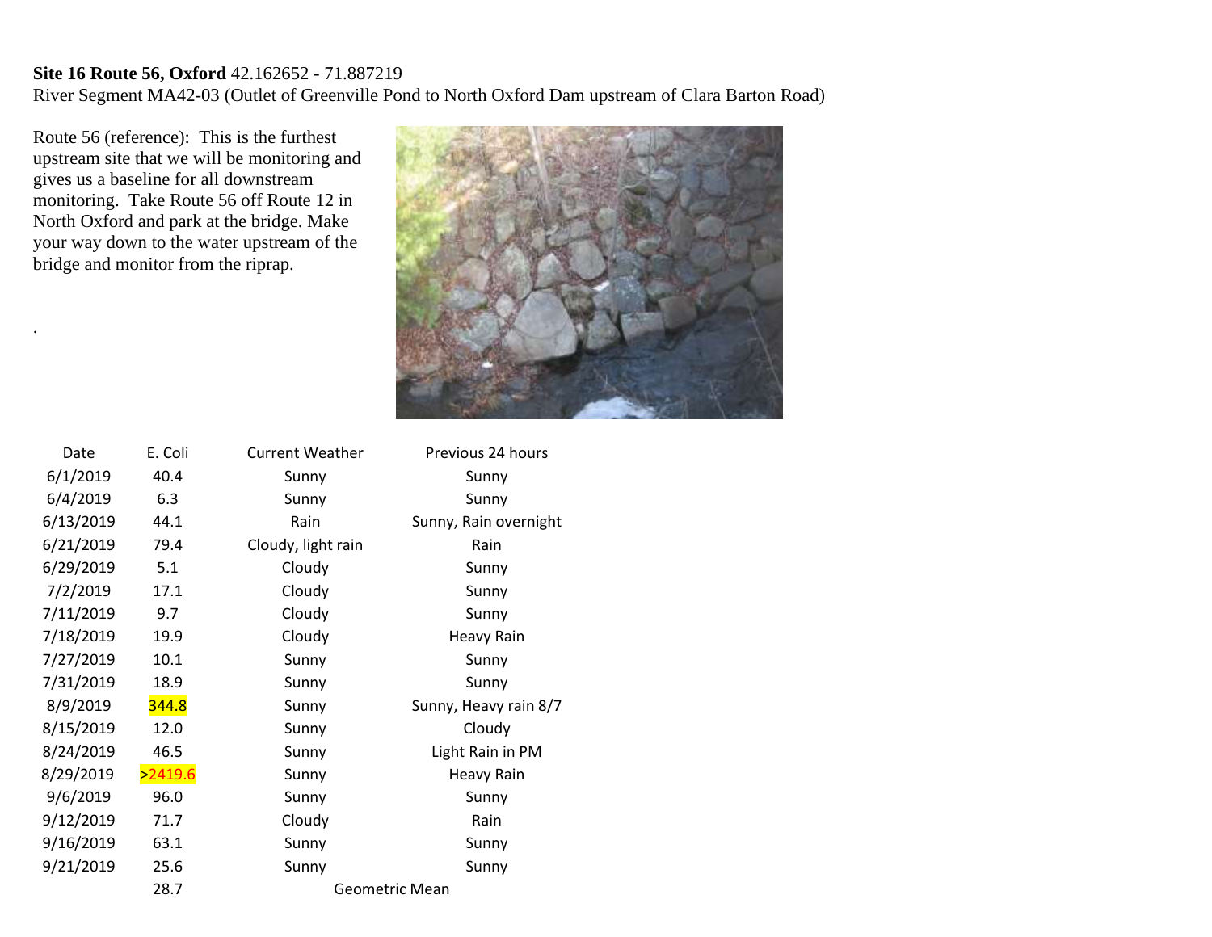**Site 16 Route 56, Oxford** 42.162652 - 71.887219

River Segment MA42-03 (Outlet of Greenville Pond to North Oxford Dam upstream of Clara Barton Road)

Route 56 (reference): This is the furthest upstream site that we will be monitoring and gives us a baseline for all downstream monitoring. Take Route 56 off Route 12 in North Oxford and park at the bridge. Make your way down to the water upstream of the bridge and monitor from the riprap.

.

| Date | E. Coli | Current Weather | Previous 24 hours |
|---|---|---|---|
| 6/1/2019 | 40.4 | Sunny | Sunny |
| 6/4/2019 | 6.3 | Sunny | Sunny |
| 6/13/2019 | 44.1 | Rain | Sunny, Rain overnight |
| 6/21/2019 | 79.4 | Cloudy, light rain | Rain |
| 6/29/2019 | 5.1 | Cloudy | Sunny |
| 7/2/2019 | 17.1 | Cloudy | Sunny |
| 7/11/2019 | 9.7 | Cloudy | Sunny |
| 7/18/2019 | 19.9 | Cloudy | Heavy Rain |
| 7/27/2019 | 10.1 | Sunny | Sunny |
| 7/31/2019 | 18.9 | Sunny | Sunny |
| 8/9/2019 | 344.8 | Sunny | Sunny, Heavy rain 8/7 |
| 8/15/2019 | 12.0 | Sunny | Cloudy |
| 8/24/2019 | 46.5 | Sunny | Light Rain in PM |
| 8/29/2019 | >2419.6 | Sunny | Heavy Rain |
| 9/6/2019 | 96.0 | Sunny | Sunny |
| 9/12/2019 | 71.7 | Cloudy | Rain |
| 9/16/2019 | 63.1 | Sunny | Sunny |
| 9/21/2019 | 25.6 | Sunny | Sunny |
| | 28.7 | Geometric Mean | |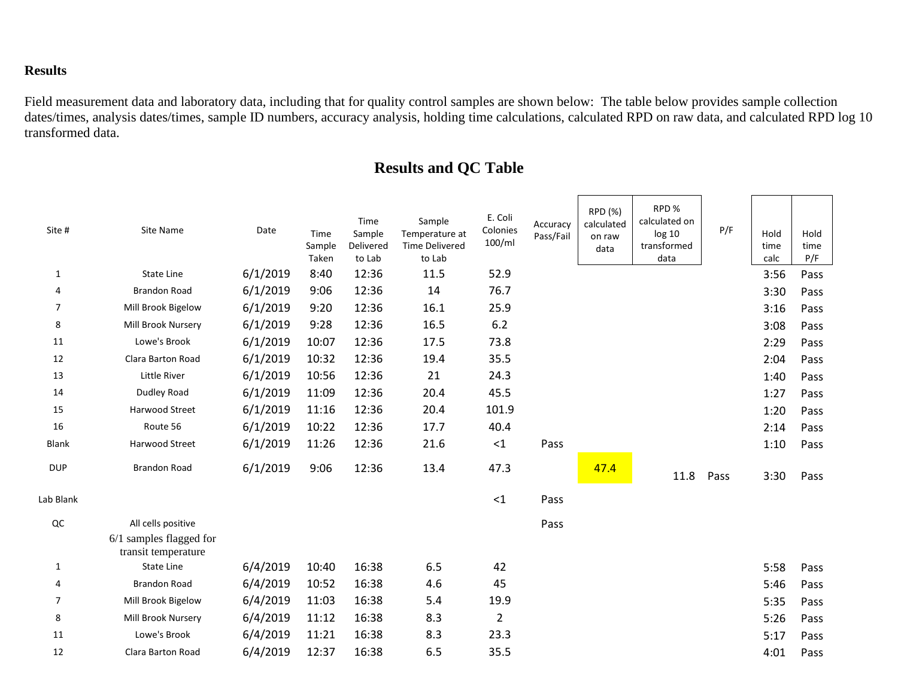**Results**

Field measurement data and laboratory data, including that for quality control samples are shown below: The table below provides sample collection dates/times, analysis dates/times, sample ID numbers, accuracy analysis, holding time calculations, calculated RPD on raw data, and calculated RPD log 10 transformed data.

## Results and QC Table

| Site # | Site Name | Date | Time Sample Taken | Time Sample Delivered to Lab | Sample Temperature at Time Delivered to Lab | E. Coli Colonies 100/ml | Accuracy Pass/Fail | RPD (%) calculated on raw data | RPD % calculated on log 10 transformed data | P/F | Hold time calc | Hold time P/F |
|---|---|---|---|---|---|---|---|---|---|---|---|---|
| 1 | State Line | 6/1/2019 | 8:40 | 12:36 | 11.5 | 52.9 | | | | | 3:56 | Pass |
| 4 | Brandon Road | 6/1/2019 | 9:06 | 12:36 | 14 | 76.7 | | | | | 3:30 | Pass |
| 7 | Mill Brook Bigelow | 6/1/2019 | 9:20 | 12:36 | 16.1 | 25.9 | | | | | 3:16 | Pass |
| 8 | Mill Brook Nursery | 6/1/2019 | 9:28 | 12:36 | 16.5 | 6.2 | | | | | 3:08 | Pass |
| 11 | Lowe's Brook | 6/1/2019 | 10:07 | 12:36 | 17.5 | 73.8 | | | | | 2:29 | Pass |
| 12 | Clara Barton Road | 6/1/2019 | 10:32 | 12:36 | 19.4 | 35.5 | | | | | 2:04 | Pass |
| 13 | Little River | 6/1/2019 | 10:56 | 12:36 | 21 | 24.3 | | | | | 1:40 | Pass |
| 14 | Dudley Road | 6/1/2019 | 11:09 | 12:36 | 20.4 | 45.5 | | | | | 1:27 | Pass |
| 15 | Harwood Street | 6/1/2019 | 11:16 | 12:36 | 20.4 | 101.9 | | | | | 1:20 | Pass |
| 16 | Route 56 | 6/1/2019 | 10:22 | 12:36 | 17.7 | 40.4 | | | | | 2:14 | Pass |
| Blank | Harwood Street | 6/1/2019 | 11:26 | 12:36 | 21.6 | <1 | Pass | | | | 1:10 | Pass |
| DUP | Brandon Road | 6/1/2019 | 9:06 | 12:36 | 13.4 | 47.3 | | 47.4 | 11.8 | Pass | 3:30 | Pass |
| Lab Blank | | | | | | <1 | Pass | | | | | |
| QC | All cells positive | | | | | | Pass | | | | | |
| | 6/1 samples flagged for transit temperature | | | | | | | | | | | |
| 1 | State Line | 6/4/2019 | 10:40 | 16:38 | 6.5 | 42 | | | | | 5:58 | Pass |
| 4 | Brandon Road | 6/4/2019 | 10:52 | 16:38 | 4.6 | 45 | | | | | 5:46 | Pass |
| 7 | Mill Brook Bigelow | 6/4/2019 | 11:03 | 16:38 | 5.4 | 19.9 | | | | | 5:35 | Pass |
| 8 | Mill Brook Nursery | 6/4/2019 | 11:12 | 16:38 | 8.3 | 2 | | | | | 5:26 | Pass |
| 11 | Lowe's Brook | 6/4/2019 | 11:21 | 16:38 | 8.3 | 23.3 | | | | | 5:17 | Pass |
| 12 | Clara Barton Road | 6/4/2019 | 12:37 | 16:38 | 6.5 | 35.5 | | | | | 4:01 | Pass |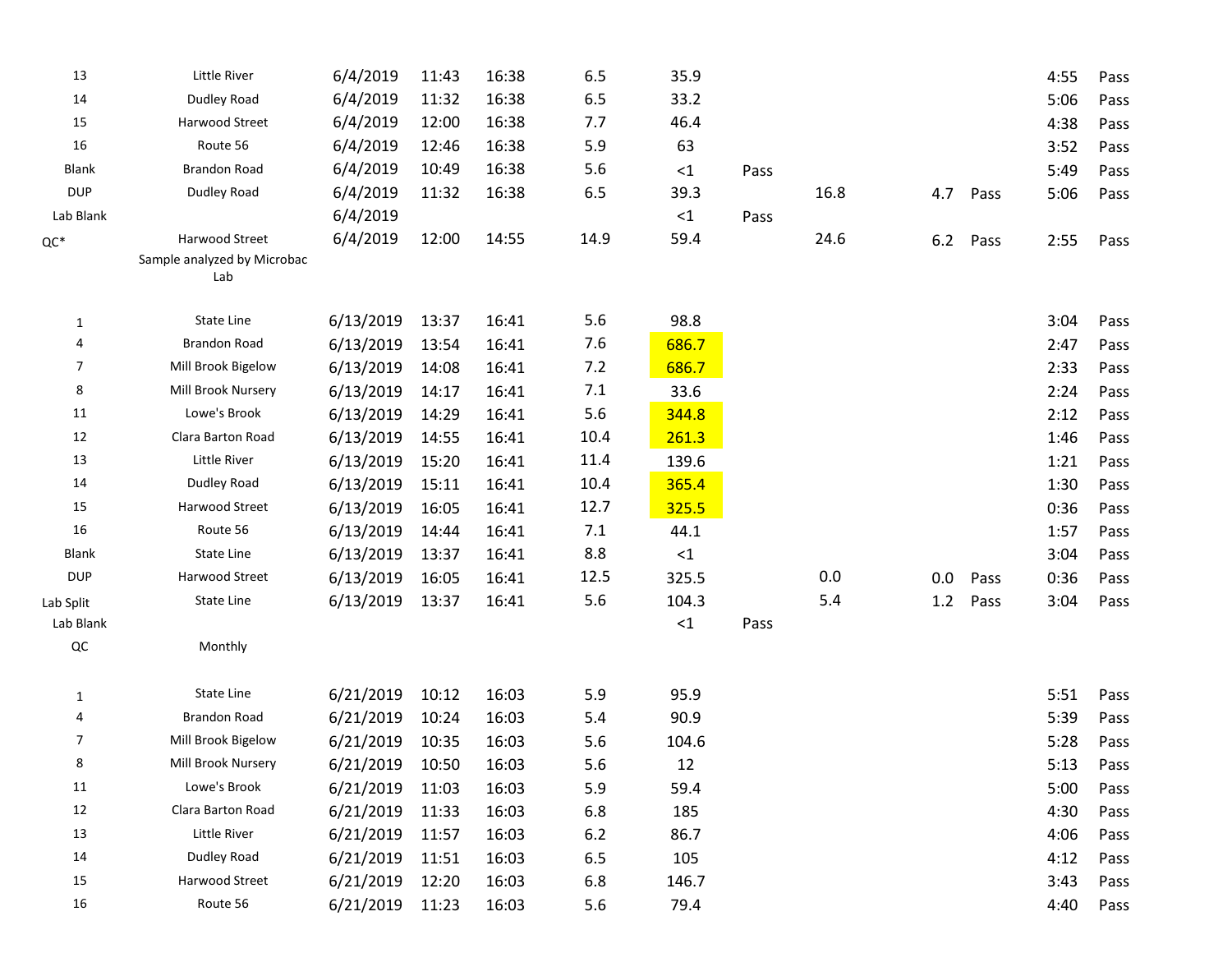| | | | | | | | | | | | | |
|---|---|---|---|---|---|---|---|---|---|---|---|---|
| 13 | Little River | 6/4/2019 | 11:43 | 16:38 | 6.5 | 35.9 | | | | | 4:55 | Pass |
| 14 | Dudley Road | 6/4/2019 | 11:32 | 16:38 | 6.5 | 33.2 | | | | | 5:06 | Pass |
| 15 | Harwood Street | 6/4/2019 | 12:00 | 16:38 | 7.7 | 46.4 | | | | | 4:38 | Pass |
| 16 | Route 56 | 6/4/2019 | 12:46 | 16:38 | 5.9 | 63 | | | | | 3:52 | Pass |
| Blank | Brandon Road | 6/4/2019 | 10:49 | 16:38 | 5.6 | <1 | Pass | | | | 5:49 | Pass |
| DUP | Dudley Road | 6/4/2019 | 11:32 | 16:38 | 6.5 | 39.3 | | 16.8 | 4.7 | Pass | 5:06 | Pass |
| Lab Blank | | 6/4/2019 | | | | <1 | Pass | | | | | |
| QC* | Harwood Street | 6/4/2019 | 12:00 | 14:55 | 14.9 | 59.4 | | 24.6 | 6.2 | Pass | 2:55 | Pass |
| | Sample analyzed by Microbac Lab | | | | | | | | | | | |
| 1 | State Line | 6/13/2019 | 13:37 | 16:41 | 5.6 | 98.8 | | | | | 3:04 | Pass |
| 4 | Brandon Road | 6/13/2019 | 13:54 | 16:41 | 7.6 | 686.7 | | | | | 2:47 | Pass |
| 7 | Mill Brook Bigelow | 6/13/2019 | 14:08 | 16:41 | 7.2 | 686.7 | | | | | 2:33 | Pass |
| 8 | Mill Brook Nursery | 6/13/2019 | 14:17 | 16:41 | 7.1 | 33.6 | | | | | 2:24 | Pass |
| 11 | Lowe's Brook | 6/13/2019 | 14:29 | 16:41 | 5.6 | 344.8 | | | | | 2:12 | Pass |
| 12 | Clara Barton Road | 6/13/2019 | 14:55 | 16:41 | 10.4 | 261.3 | | | | | 1:46 | Pass |
| 13 | Little River | 6/13/2019 | 15:20 | 16:41 | 11.4 | 139.6 | | | | | 1:21 | Pass |
| 14 | Dudley Road | 6/13/2019 | 15:11 | 16:41 | 10.4 | 365.4 | | | | | 1:30 | Pass |
| 15 | Harwood Street | 6/13/2019 | 16:05 | 16:41 | 12.7 | 325.5 | | | | | 0:36 | Pass |
| 16 | Route 56 | 6/13/2019 | 14:44 | 16:41 | 7.1 | 44.1 | | | | | 1:57 | Pass |
| Blank | State Line | 6/13/2019 | 13:37 | 16:41 | 8.8 | <1 | | | | | 3:04 | Pass |
| DUP | Harwood Street | 6/13/2019 | 16:05 | 16:41 | 12.5 | 325.5 | | 0.0 | 0.0 | Pass | 0:36 | Pass |
| Lab Split | State Line | 6/13/2019 | 13:37 | 16:41 | 5.6 | 104.3 | | 5.4 | 1.2 | Pass | 3:04 | Pass |
| Lab Blank | | | | | | <1 | Pass | | | | | |
| QC | Monthly | | | | | | | | | | | |
| 1 | State Line | 6/21/2019 | 10:12 | 16:03 | 5.9 | 95.9 | | | | | 5:51 | Pass |
| 4 | Brandon Road | 6/21/2019 | 10:24 | 16:03 | 5.4 | 90.9 | | | | | 5:39 | Pass |
| 7 | Mill Brook Bigelow | 6/21/2019 | 10:35 | 16:03 | 5.6 | 104.6 | | | | | 5:28 | Pass |
| 8 | Mill Brook Nursery | 6/21/2019 | 10:50 | 16:03 | 5.6 | 12 | | | | | 5:13 | Pass |
| 11 | Lowe's Brook | 6/21/2019 | 11:03 | 16:03 | 5.9 | 59.4 | | | | | 5:00 | Pass |
| 12 | Clara Barton Road | 6/21/2019 | 11:33 | 16:03 | 6.8 | 185 | | | | | 4:30 | Pass |
| 13 | Little River | 6/21/2019 | 11:57 | 16:03 | 6.2 | 86.7 | | | | | 4:06 | Pass |
| 14 | Dudley Road | 6/21/2019 | 11:51 | 16:03 | 6.5 | 105 | | | | | 4:12 | Pass |
| 15 | Harwood Street | 6/21/2019 | 12:20 | 16:03 | 6.8 | 146.7 | | | | | 3:43 | Pass |
| 16 | Route 56 | 6/21/2019 | 11:23 | 16:03 | 5.6 | 79.4 | | | | | 4:40 | Pass |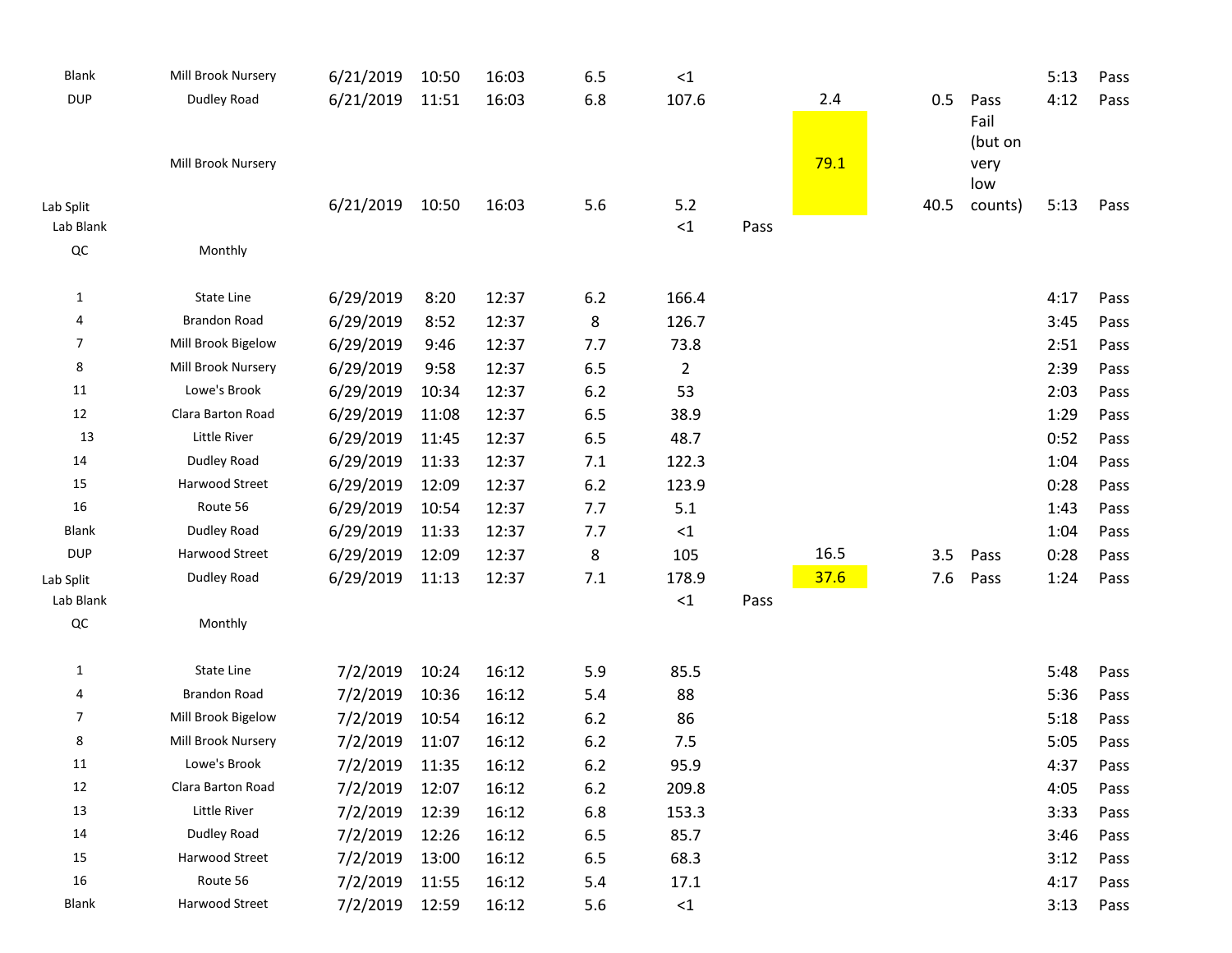| | | | | | | | | | | | | |
|---|---|---|---|---|---|---|---|---|---|---|---|---|
| Blank | Mill Brook Nursery | 6/21/2019 | 10:50 | 16:03 | 6.5 | <1 | | | | | 5:13 | Pass |
| DUP | Dudley Road | 6/21/2019 | 11:51 | 16:03 | 6.8 | 107.6 | | 2.4 | 0.5 | Pass | 4:12 | Pass |
| Lab Split | Mill Brook Nursery | 6/21/2019 | 10:50 | 16:03 | 5.6 | 5.2 | | 79.1 | 40.5 | Fail (but on very low counts) | 5:13 | Pass |
| Lab Blank | | | | | | <1 | Pass | | | | | |
| QC | Monthly | | | | | | | | | | | |
| | | | | | | | | | | | | |
| 1 | State Line | 6/29/2019 | 8:20 | 12:37 | 6.2 | 166.4 | | | | | 4:17 | Pass |
| 4 | Brandon Road | 6/29/2019 | 8:52 | 12:37 | 8 | 126.7 | | | | | 3:45 | Pass |
| 7 | Mill Brook Bigelow | 6/29/2019 | 9:46 | 12:37 | 7.7 | 73.8 | | | | | 2:51 | Pass |
| 8 | Mill Brook Nursery | 6/29/2019 | 9:58 | 12:37 | 6.5 | 2 | | | | | 2:39 | Pass |
| 11 | Lowe's Brook | 6/29/2019 | 10:34 | 12:37 | 6.2 | 53 | | | | | 2:03 | Pass |
| 12 | Clara Barton Road | 6/29/2019 | 11:08 | 12:37 | 6.5 | 38.9 | | | | | 1:29 | Pass |
| 13 | Little River | 6/29/2019 | 11:45 | 12:37 | 6.5 | 48.7 | | | | | 0:52 | Pass |
| 14 | Dudley Road | 6/29/2019 | 11:33 | 12:37 | 7.1 | 122.3 | | | | | 1:04 | Pass |
| 15 | Harwood Street | 6/29/2019 | 12:09 | 12:37 | 6.2 | 123.9 | | | | | 0:28 | Pass |
| 16 | Route 56 | 6/29/2019 | 10:54 | 12:37 | 7.7 | 5.1 | | | | | 1:43 | Pass |
| Blank | Dudley Road | 6/29/2019 | 11:33 | 12:37 | 7.7 | <1 | | | | | 1:04 | Pass |
| DUP | Harwood Street | 6/29/2019 | 12:09 | 12:37 | 8 | 105 | | 16.5 | 3.5 | Pass | 0:28 | Pass |
| Lab Split | Dudley Road | 6/29/2019 | 11:13 | 12:37 | 7.1 | 178.9 | | 37.6 | 7.6 | Pass | 1:24 | Pass |
| Lab Blank | | | | | | <1 | Pass | | | | | |
| QC | Monthly | | | | | | | | | | | |
| | | | | | | | | | | | | |
| 1 | State Line | 7/2/2019 | 10:24 | 16:12 | 5.9 | 85.5 | | | | | 5:48 | Pass |
| 4 | Brandon Road | 7/2/2019 | 10:36 | 16:12 | 5.4 | 88 | | | | | 5:36 | Pass |
| 7 | Mill Brook Bigelow | 7/2/2019 | 10:54 | 16:12 | 6.2 | 86 | | | | | 5:18 | Pass |
| 8 | Mill Brook Nursery | 7/2/2019 | 11:07 | 16:12 | 6.2 | 7.5 | | | | | 5:05 | Pass |
| 11 | Lowe's Brook | 7/2/2019 | 11:35 | 16:12 | 6.2 | 95.9 | | | | | 4:37 | Pass |
| 12 | Clara Barton Road | 7/2/2019 | 12:07 | 16:12 | 6.2 | 209.8 | | | | | 4:05 | Pass |
| 13 | Little River | 7/2/2019 | 12:39 | 16:12 | 6.8 | 153.3 | | | | | 3:33 | Pass |
| 14 | Dudley Road | 7/2/2019 | 12:26 | 16:12 | 6.5 | 85.7 | | | | | 3:46 | Pass |
| 15 | Harwood Street | 7/2/2019 | 13:00 | 16:12 | 6.5 | 68.3 | | | | | 3:12 | Pass |
| 16 | Route 56 | 7/2/2019 | 11:55 | 16:12 | 5.4 | 17.1 | | | | | 4:17 | Pass |
| Blank | Harwood Street | 7/2/2019 | 12:59 | 16:12 | 5.6 | <1 | | | | | 3:13 | Pass |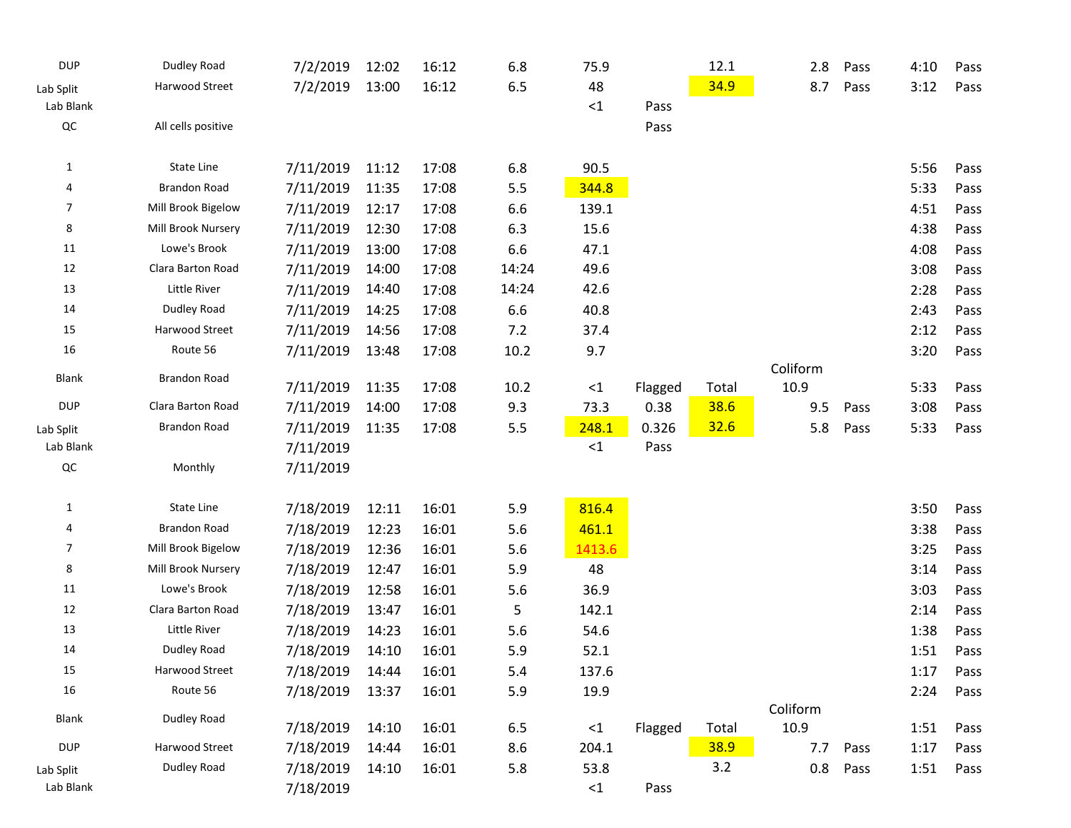| | | | | | | | | | | | | |
|---|---|---|---|---|---|---|---|---|---|---|---|---|
| DUP | Dudley Road | 7/2/2019 | 12:02 | 16:12 | 6.8 | 75.9 | | 12.1 | 2.8 | Pass | 4:10 | Pass |
| Lab Split | Harwood Street | 7/2/2019 | 13:00 | 16:12 | 6.5 | 48 | | 34.9 | 8.7 | Pass | 3:12 | Pass |
| Lab Blank | | | | | | <1 | Pass | | | | | |
| QC | All cells positive | | | | | | Pass | | | | | |
| | | | | | | | | | | | | |
| 1 | State Line | 7/11/2019 | 11:12 | 17:08 | 6.8 | 90.5 | | | | | 5:56 | Pass |
| 4 | Brandon Road | 7/11/2019 | 11:35 | 17:08 | 5.5 | 344.8 | | | | | 5:33 | Pass |
| 7 | Mill Brook Bigelow | 7/11/2019 | 12:17 | 17:08 | 6.6 | 139.1 | | | | | 4:51 | Pass |
| 8 | Mill Brook Nursery | 7/11/2019 | 12:30 | 17:08 | 6.3 | 15.6 | | | | | 4:38 | Pass |
| 11 | Lowe's Brook | 7/11/2019 | 13:00 | 17:08 | 6.6 | 47.1 | | | | | 4:08 | Pass |
| 12 | Clara Barton Road | 7/11/2019 | 14:00 | 17:08 | 14:24 | 49.6 | | | | | 3:08 | Pass |
| 13 | Little River | 7/11/2019 | 14:40 | 17:08 | 14:24 | 42.6 | | | | | 2:28 | Pass |
| 14 | Dudley Road | 7/11/2019 | 14:25 | 17:08 | 6.6 | 40.8 | | | | | 2:43 | Pass |
| 15 | Harwood Street | 7/11/2019 | 14:56 | 17:08 | 7.2 | 37.4 | | | | | 2:12 | Pass |
| 16 | Route 56 | 7/11/2019 | 13:48 | 17:08 | 10.2 | 9.7 | | | | | 3:20 | Pass |
| Blank | Brandon Road | 7/11/2019 | 11:35 | 17:08 | 10.2 | <1 | Flagged | Total | Coliform 10.9 | | 5:33 | Pass |
| DUP | Clara Barton Road | 7/11/2019 | 14:00 | 17:08 | 9.3 | 73.3 | 0.38 | 38.6 | 9.5 | Pass | 3:08 | Pass |
| Lab Split | Brandon Road | 7/11/2019 | 11:35 | 17:08 | 5.5 | 248.1 | 0.326 | 32.6 | 5.8 | Pass | 5:33 | Pass |
| Lab Blank | | 7/11/2019 | | | | <1 | Pass | | | | | |
| QC | Monthly | 7/11/2019 | | | | | | | | | | |
| | | | | | | | | | | | | |
| 1 | State Line | 7/18/2019 | 12:11 | 16:01 | 5.9 | 816.4 | | | | | 3:50 | Pass |
| 4 | Brandon Road | 7/18/2019 | 12:23 | 16:01 | 5.6 | 461.1 | | | | | 3:38 | Pass |
| 7 | Mill Brook Bigelow | 7/18/2019 | 12:36 | 16:01 | 5.6 | 1413.6 | | | | | 3:25 | Pass |
| 8 | Mill Brook Nursery | 7/18/2019 | 12:47 | 16:01 | 5.9 | 48 | | | | | 3:14 | Pass |
| 11 | Lowe's Brook | 7/18/2019 | 12:58 | 16:01 | 5.6 | 36.9 | | | | | 3:03 | Pass |
| 12 | Clara Barton Road | 7/18/2019 | 13:47 | 16:01 | 5 | 142.1 | | | | | 2:14 | Pass |
| 13 | Little River | 7/18/2019 | 14:23 | 16:01 | 5.6 | 54.6 | | | | | 1:38 | Pass |
| 14 | Dudley Road | 7/18/2019 | 14:10 | 16:01 | 5.9 | 52.1 | | | | | 1:51 | Pass |
| 15 | Harwood Street | 7/18/2019 | 14:44 | 16:01 | 5.4 | 137.6 | | | | | 1:17 | Pass |
| 16 | Route 56 | 7/18/2019 | 13:37 | 16:01 | 5.9 | 19.9 | | | | | 2:24 | Pass |
| Blank | Dudley Road | 7/18/2019 | 14:10 | 16:01 | 6.5 | <1 | Flagged | Total | Coliform 10.9 | | 1:51 | Pass |
| DUP | Harwood Street | 7/18/2019 | 14:44 | 16:01 | 8.6 | 204.1 | | 38.9 | 7.7 | Pass | 1:17 | Pass |
| Lab Split | Dudley Road | 7/18/2019 | 14:10 | 16:01 | 5.8 | 53.8 | | 3.2 | 0.8 | Pass | 1:51 | Pass |
| Lab Blank | | 7/18/2019 | | | | <1 | Pass | | | | | |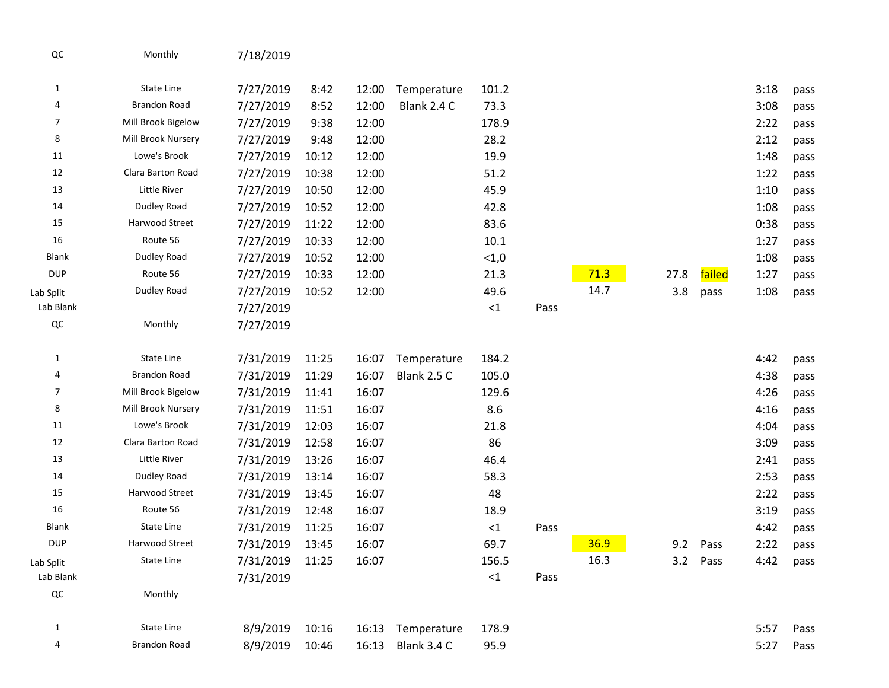| | | | | | | | | | | | | |
|---|---|---|---|---|---|---|---|---|---|---|---|---|
| QC | Monthly | 7/18/2019 | | | | | | | | | | |
| | | | | | | | | | | | | |
| 1 | State Line | 7/27/2019 | 8:42 | 12:00 | Temperature | 101.2 | | | | | 3:18 | pass |
| 4 | Brandon Road | 7/27/2019 | 8:52 | 12:00 | Blank 2.4 C | 73.3 | | | | | 3:08 | pass |
| 7 | Mill Brook Bigelow | 7/27/2019 | 9:38 | 12:00 | | 178.9 | | | | | 2:22 | pass |
| 8 | Mill Brook Nursery | 7/27/2019 | 9:48 | 12:00 | | 28.2 | | | | | 2:12 | pass |
| 11 | Lowe's Brook | 7/27/2019 | 10:12 | 12:00 | | 19.9 | | | | | 1:48 | pass |
| 12 | Clara Barton Road | 7/27/2019 | 10:38 | 12:00 | | 51.2 | | | | | 1:22 | pass |
| 13 | Little River | 7/27/2019 | 10:50 | 12:00 | | 45.9 | | | | | 1:10 | pass |
| 14 | Dudley Road | 7/27/2019 | 10:52 | 12:00 | | 42.8 | | | | | 1:08 | pass |
| 15 | Harwood Street | 7/27/2019 | 11:22 | 12:00 | | 83.6 | | | | | 0:38 | pass |
| 16 | Route 56 | 7/27/2019 | 10:33 | 12:00 | | 10.1 | | | | | 1:27 | pass |
| Blank | Dudley Road | 7/27/2019 | 10:52 | 12:00 | | <1,0 | | | | | 1:08 | pass |
| DUP | Route 56 | 7/27/2019 | 10:33 | 12:00 | | 21.3 | | 71.3 | 27.8 | failed | 1:27 | pass |
| Lab Split | Dudley Road | 7/27/2019 | 10:52 | 12:00 | | 49.6 | | 14.7 | 3.8 | pass | 1:08 | pass |
| Lab Blank | | 7/27/2019 | | | | <1 | Pass | | | | | |
| QC | Monthly | 7/27/2019 | | | | | | | | | | |
| | | | | | | | | | | | | |
| 1 | State Line | 7/31/2019 | 11:25 | 16:07 | Temperature | 184.2 | | | | | 4:42 | pass |
| 4 | Brandon Road | 7/31/2019 | 11:29 | 16:07 | Blank 2.5 C | 105.0 | | | | | 4:38 | pass |
| 7 | Mill Brook Bigelow | 7/31/2019 | 11:41 | 16:07 | | 129.6 | | | | | 4:26 | pass |
| 8 | Mill Brook Nursery | 7/31/2019 | 11:51 | 16:07 | | 8.6 | | | | | 4:16 | pass |
| 11 | Lowe's Brook | 7/31/2019 | 12:03 | 16:07 | | 21.8 | | | | | 4:04 | pass |
| 12 | Clara Barton Road | 7/31/2019 | 12:58 | 16:07 | | 86 | | | | | 3:09 | pass |
| 13 | Little River | 7/31/2019 | 13:26 | 16:07 | | 46.4 | | | | | 2:41 | pass |
| 14 | Dudley Road | 7/31/2019 | 13:14 | 16:07 | | 58.3 | | | | | 2:53 | pass |
| 15 | Harwood Street | 7/31/2019 | 13:45 | 16:07 | | 48 | | | | | 2:22 | pass |
| 16 | Route 56 | 7/31/2019 | 12:48 | 16:07 | | 18.9 | | | | | 3:19 | pass |
| Blank | State Line | 7/31/2019 | 11:25 | 16:07 | | <1 | Pass | | | | 4:42 | pass |
| DUP | Harwood Street | 7/31/2019 | 13:45 | 16:07 | | 69.7 | | 36.9 | 9.2 | Pass | 2:22 | pass |
| Lab Split | State Line | 7/31/2019 | 11:25 | 16:07 | | 156.5 | | 16.3 | 3.2 | Pass | 4:42 | pass |
| Lab Blank | | 7/31/2019 | | | | <1 | Pass | | | | | |
| QC | Monthly | | | | | | | | | | | |
| | | | | | | | | | | | | |
| 1 | State Line | 8/9/2019 | 10:16 | 16:13 | Temperature | 178.9 | | | | | 5:57 | Pass |
| 4 | Brandon Road | 8/9/2019 | 10:46 | 16:13 | Blank 3.4 C | 95.9 | | | | | 5:27 | Pass |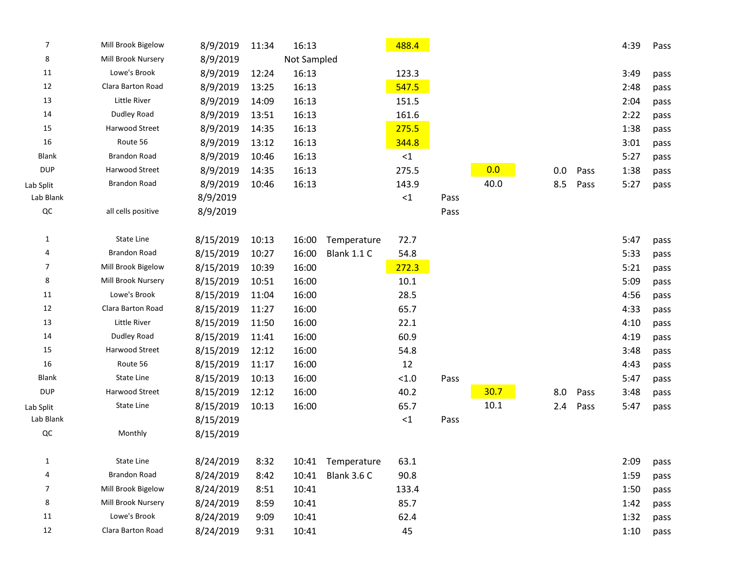| | | | | | | | | | | | | |
|---|---|---|---|---|---|---|---|---|---|---|---|---|
| 7 | Mill Brook Bigelow | 8/9/2019 | 11:34 | 16:13 | | 488.4 | | | | | 4:39 | Pass |
| 8 | Mill Brook Nursery | 8/9/2019 | | Not Sampled | | | | | | | | |
| 11 | Lowe's Brook | 8/9/2019 | 12:24 | 16:13 | | 123.3 | | | | | 3:49 | pass |
| 12 | Clara Barton Road | 8/9/2019 | 13:25 | 16:13 | | 547.5 | | | | | 2:48 | pass |
| 13 | Little River | 8/9/2019 | 14:09 | 16:13 | | 151.5 | | | | | 2:04 | pass |
| 14 | Dudley Road | 8/9/2019 | 13:51 | 16:13 | | 161.6 | | | | | 2:22 | pass |
| 15 | Harwood Street | 8/9/2019 | 14:35 | 16:13 | | 275.5 | | | | | 1:38 | pass |
| 16 | Route 56 | 8/9/2019 | 13:12 | 16:13 | | 344.8 | | | | | 3:01 | pass |
| Blank | Brandon Road | 8/9/2019 | 10:46 | 16:13 | | <1 | | | | | 5:27 | pass |
| DUP | Harwood Street | 8/9/2019 | 14:35 | 16:13 | | 275.5 | | 0.0 | 0.0 | Pass | 1:38 | pass |
| Lab Split | Brandon Road | 8/9/2019 | 10:46 | 16:13 | | 143.9 | | 40.0 | 8.5 | Pass | 5:27 | pass |
| Lab Blank | | 8/9/2019 | | | | <1 | Pass | | | | | |
| QC | all cells positive | 8/9/2019 | | | | | Pass | | | | | |
| | | | | | | | | | | | | |
| 1 | State Line | 8/15/2019 | 10:13 | 16:00 | Temperature | 72.7 | | | | | 5:47 | pass |
| 4 | Brandon Road | 8/15/2019 | 10:27 | 16:00 | Blank 1.1 C | 54.8 | | | | | 5:33 | pass |
| 7 | Mill Brook Bigelow | 8/15/2019 | 10:39 | 16:00 | | 272.3 | | | | | 5:21 | pass |
| 8 | Mill Brook Nursery | 8/15/2019 | 10:51 | 16:00 | | 10.1 | | | | | 5:09 | pass |
| 11 | Lowe's Brook | 8/15/2019 | 11:04 | 16:00 | | 28.5 | | | | | 4:56 | pass |
| 12 | Clara Barton Road | 8/15/2019 | 11:27 | 16:00 | | 65.7 | | | | | 4:33 | pass |
| 13 | Little River | 8/15/2019 | 11:50 | 16:00 | | 22.1 | | | | | 4:10 | pass |
| 14 | Dudley Road | 8/15/2019 | 11:41 | 16:00 | | 60.9 | | | | | 4:19 | pass |
| 15 | Harwood Street | 8/15/2019 | 12:12 | 16:00 | | 54.8 | | | | | 3:48 | pass |
| 16 | Route 56 | 8/15/2019 | 11:17 | 16:00 | | 12 | | | | | 4:43 | pass |
| Blank | State Line | 8/15/2019 | 10:13 | 16:00 | | <1.0 | Pass | | | | 5:47 | pass |
| DUP | Harwood Street | 8/15/2019 | 12:12 | 16:00 | | 40.2 | | 30.7 | 8.0 | Pass | 3:48 | pass |
| Lab Split | State Line | 8/15/2019 | 10:13 | 16:00 | | 65.7 | | 10.1 | 2.4 | Pass | 5:47 | pass |
| Lab Blank | | 8/15/2019 | | | | <1 | Pass | | | | | |
| QC | Monthly | 8/15/2019 | | | | | | | | | | |
| | | | | | | | | | | | | |
| 1 | State Line | 8/24/2019 | 8:32 | 10:41 | Temperature | 63.1 | | | | | 2:09 | pass |
| 4 | Brandon Road | 8/24/2019 | 8:42 | 10:41 | Blank 3.6 C | 90.8 | | | | | 1:59 | pass |
| 7 | Mill Brook Bigelow | 8/24/2019 | 8:51 | 10:41 | | 133.4 | | | | | 1:50 | pass |
| 8 | Mill Brook Nursery | 8/24/2019 | 8:59 | 10:41 | | 85.7 | | | | | 1:42 | pass |
| 11 | Lowe's Brook | 8/24/2019 | 9:09 | 10:41 | | 62.4 | | | | | 1:32 | pass |
| 12 | Clara Barton Road | 8/24/2019 | 9:31 | 10:41 | | 45 | | | | | 1:10 | pass |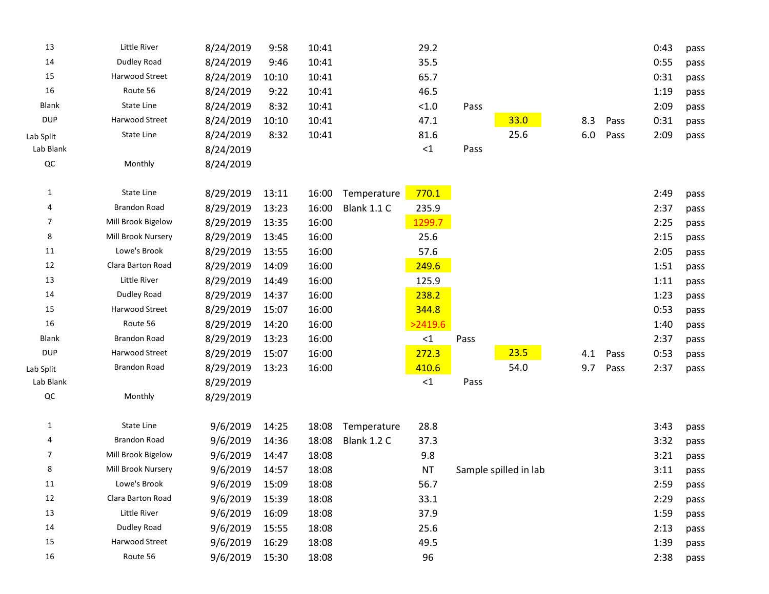| | | | | | | | | | | | | |
|---|---|---|---|---|---|---|---|---|---|---|---|---|
| 13 | Little River | 8/24/2019 | 9:58 | 10:41 | | 29.2 | | | | | 0:43 | pass |
| 14 | Dudley Road | 8/24/2019 | 9:46 | 10:41 | | 35.5 | | | | | 0:55 | pass |
| 15 | Harwood Street | 8/24/2019 | 10:10 | 10:41 | | 65.7 | | | | | 0:31 | pass |
| 16 | Route 56 | 8/24/2019 | 9:22 | 10:41 | | 46.5 | | | | | 1:19 | pass |
| Blank | State Line | 8/24/2019 | 8:32 | 10:41 | | <1.0 | Pass | | | | 2:09 | pass |
| DUP | Harwood Street | 8/24/2019 | 10:10 | 10:41 | | 47.1 | | 33.0 | 8.3 | Pass | 0:31 | pass |
| Lab Split | State Line | 8/24/2019 | 8:32 | 10:41 | | 81.6 | | 25.6 | 6.0 | Pass | 2:09 | pass |
| Lab Blank | | 8/24/2019 | | | | <1 | Pass | | | | | |
| QC | Monthly | 8/24/2019 | | | | | | | | | | |
| | | | | | | | | | | | | |
| 1 | State Line | 8/29/2019 | 13:11 | 16:00 | Temperature | 770.1 | | | | | 2:49 | pass |
| 4 | Brandon Road | 8/29/2019 | 13:23 | 16:00 | Blank 1.1 C | 235.9 | | | | | 2:37 | pass |
| 7 | Mill Brook Bigelow | 8/29/2019 | 13:35 | 16:00 | | 1299.7 | | | | | 2:25 | pass |
| 8 | Mill Brook Nursery | 8/29/2019 | 13:45 | 16:00 | | 25.6 | | | | | 2:15 | pass |
| 11 | Lowe's Brook | 8/29/2019 | 13:55 | 16:00 | | 57.6 | | | | | 2:05 | pass |
| 12 | Clara Barton Road | 8/29/2019 | 14:09 | 16:00 | | 249.6 | | | | | 1:51 | pass |
| 13 | Little River | 8/29/2019 | 14:49 | 16:00 | | 125.9 | | | | | 1:11 | pass |
| 14 | Dudley Road | 8/29/2019 | 14:37 | 16:00 | | 238.2 | | | | | 1:23 | pass |
| 15 | Harwood Street | 8/29/2019 | 15:07 | 16:00 | | 344.8 | | | | | 0:53 | pass |
| 16 | Route 56 | 8/29/2019 | 14:20 | 16:00 | | >2419.6 | | | | | 1:40 | pass |
| Blank | Brandon Road | 8/29/2019 | 13:23 | 16:00 | | <1 | Pass | | | | 2:37 | pass |
| DUP | Harwood Street | 8/29/2019 | 15:07 | 16:00 | | 272.3 | | 23.5 | 4.1 | Pass | 0:53 | pass |
| Lab Split | Brandon Road | 8/29/2019 | 13:23 | 16:00 | | 410.6 | | 54.0 | 9.7 | Pass | 2:37 | pass |
| Lab Blank | | 8/29/2019 | | | | <1 | Pass | | | | | |
| QC | Monthly | 8/29/2019 | | | | | | | | | | |
| | | | | | | | | | | | | |
| 1 | State Line | 9/6/2019 | 14:25 | 18:08 | Temperature | 28.8 | | | | | 3:43 | pass |
| 4 | Brandon Road | 9/6/2019 | 14:36 | 18:08 | Blank 1.2 C | 37.3 | | | | | 3:32 | pass |
| 7 | Mill Brook Bigelow | 9/6/2019 | 14:47 | 18:08 | | 9.8 | | | | | 3:21 | pass |
| 8 | Mill Brook Nursery | 9/6/2019 | 14:57 | 18:08 | | NT | Sample spilled in lab | | | | 3:11 | pass |
| 11 | Lowe's Brook | 9/6/2019 | 15:09 | 18:08 | | 56.7 | | | | | 2:59 | pass |
| 12 | Clara Barton Road | 9/6/2019 | 15:39 | 18:08 | | 33.1 | | | | | 2:29 | pass |
| 13 | Little River | 9/6/2019 | 16:09 | 18:08 | | 37.9 | | | | | 1:59 | pass |
| 14 | Dudley Road | 9/6/2019 | 15:55 | 18:08 | | 25.6 | | | | | 2:13 | pass |
| 15 | Harwood Street | 9/6/2019 | 16:29 | 18:08 | | 49.5 | | | | | 1:39 | pass |
| 16 | Route 56 | 9/6/2019 | 15:30 | 18:08 | | 96 | | | | | 2:38 | pass |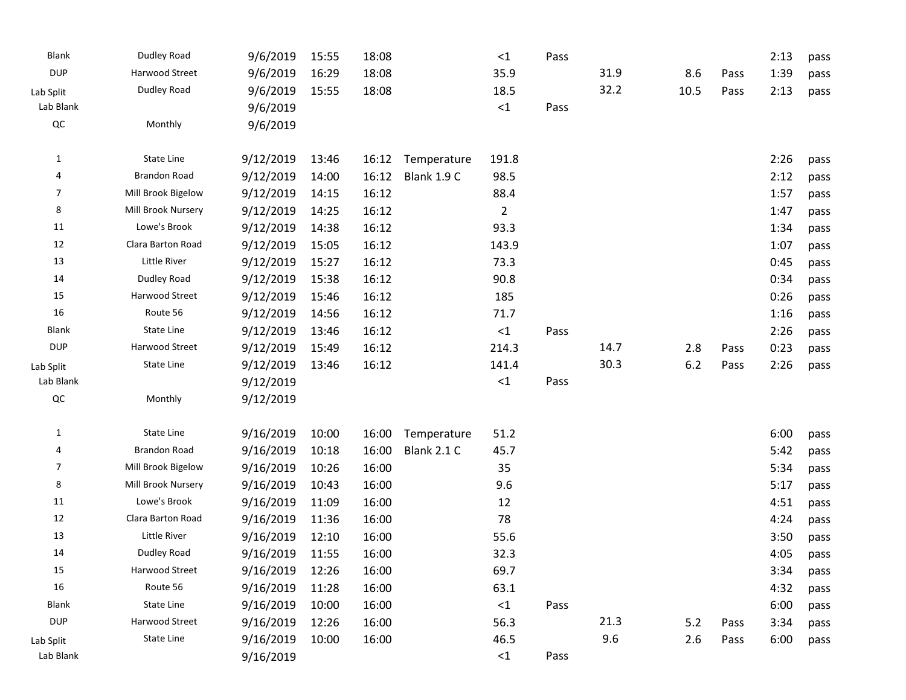| | | | | | | | | | | | | |
|---|---|---|---|---|---|---|---|---|---|---|---|---|
| Blank | Dudley Road | 9/6/2019 | 15:55 | 18:08 | | <1 | Pass | | | | 2:13 | pass |
| DUP | Harwood Street | 9/6/2019 | 16:29 | 18:08 | | 35.9 | | 31.9 | 8.6 | Pass | 1:39 | pass |
| Lab Split | Dudley Road | 9/6/2019 | 15:55 | 18:08 | | 18.5 | | 32.2 | 10.5 | Pass | 2:13 | pass |
| Lab Blank | | 9/6/2019 | | | | <1 | Pass | | | | | |
| QC | Monthly | 9/6/2019 | | | | | | | | | | |
| | | | | | | | | | | | | |
| 1 | State Line | 9/12/2019 | 13:46 | 16:12 | Temperature | 191.8 | | | | | 2:26 | pass |
| 4 | Brandon Road | 9/12/2019 | 14:00 | 16:12 | Blank 1.9 C | 98.5 | | | | | 2:12 | pass |
| 7 | Mill Brook Bigelow | 9/12/2019 | 14:15 | 16:12 | | 88.4 | | | | | 1:57 | pass |
| 8 | Mill Brook Nursery | 9/12/2019 | 14:25 | 16:12 | | 2 | | | | | 1:47 | pass |
| 11 | Lowe's Brook | 9/12/2019 | 14:38 | 16:12 | | 93.3 | | | | | 1:34 | pass |
| 12 | Clara Barton Road | 9/12/2019 | 15:05 | 16:12 | | 143.9 | | | | | 1:07 | pass |
| 13 | Little River | 9/12/2019 | 15:27 | 16:12 | | 73.3 | | | | | 0:45 | pass |
| 14 | Dudley Road | 9/12/2019 | 15:38 | 16:12 | | 90.8 | | | | | 0:34 | pass |
| 15 | Harwood Street | 9/12/2019 | 15:46 | 16:12 | | 185 | | | | | 0:26 | pass |
| 16 | Route 56 | 9/12/2019 | 14:56 | 16:12 | | 71.7 | | | | | 1:16 | pass |
| Blank | State Line | 9/12/2019 | 13:46 | 16:12 | | <1 | Pass | | | | 2:26 | pass |
| DUP | Harwood Street | 9/12/2019 | 15:49 | 16:12 | | 214.3 | | 14.7 | 2.8 | Pass | 0:23 | pass |
| Lab Split | State Line | 9/12/2019 | 13:46 | 16:12 | | 141.4 | | 30.3 | 6.2 | Pass | 2:26 | pass |
| Lab Blank | | 9/12/2019 | | | | <1 | Pass | | | | | |
| QC | Monthly | 9/12/2019 | | | | | | | | | | |
| | | | | | | | | | | | | |
| 1 | State Line | 9/16/2019 | 10:00 | 16:00 | Temperature | 51.2 | | | | | 6:00 | pass |
| 4 | Brandon Road | 9/16/2019 | 10:18 | 16:00 | Blank 2.1 C | 45.7 | | | | | 5:42 | pass |
| 7 | Mill Brook Bigelow | 9/16/2019 | 10:26 | 16:00 | | 35 | | | | | 5:34 | pass |
| 8 | Mill Brook Nursery | 9/16/2019 | 10:43 | 16:00 | | 9.6 | | | | | 5:17 | pass |
| 11 | Lowe's Brook | 9/16/2019 | 11:09 | 16:00 | | 12 | | | | | 4:51 | pass |
| 12 | Clara Barton Road | 9/16/2019 | 11:36 | 16:00 | | 78 | | | | | 4:24 | pass |
| 13 | Little River | 9/16/2019 | 12:10 | 16:00 | | 55.6 | | | | | 3:50 | pass |
| 14 | Dudley Road | 9/16/2019 | 11:55 | 16:00 | | 32.3 | | | | | 4:05 | pass |
| 15 | Harwood Street | 9/16/2019 | 12:26 | 16:00 | | 69.7 | | | | | 3:34 | pass |
| 16 | Route 56 | 9/16/2019 | 11:28 | 16:00 | | 63.1 | | | | | 4:32 | pass |
| Blank | State Line | 9/16/2019 | 10:00 | 16:00 | | <1 | Pass | | | | 6:00 | pass |
| DUP | Harwood Street | 9/16/2019 | 12:26 | 16:00 | | 56.3 | | 21.3 | 5.2 | Pass | 3:34 | pass |
| Lab Split | State Line | 9/16/2019 | 10:00 | 16:00 | | 46.5 | | 9.6 | 2.6 | Pass | 6:00 | pass |
| Lab Blank | | 9/16/2019 | | | | <1 | Pass | | | | | |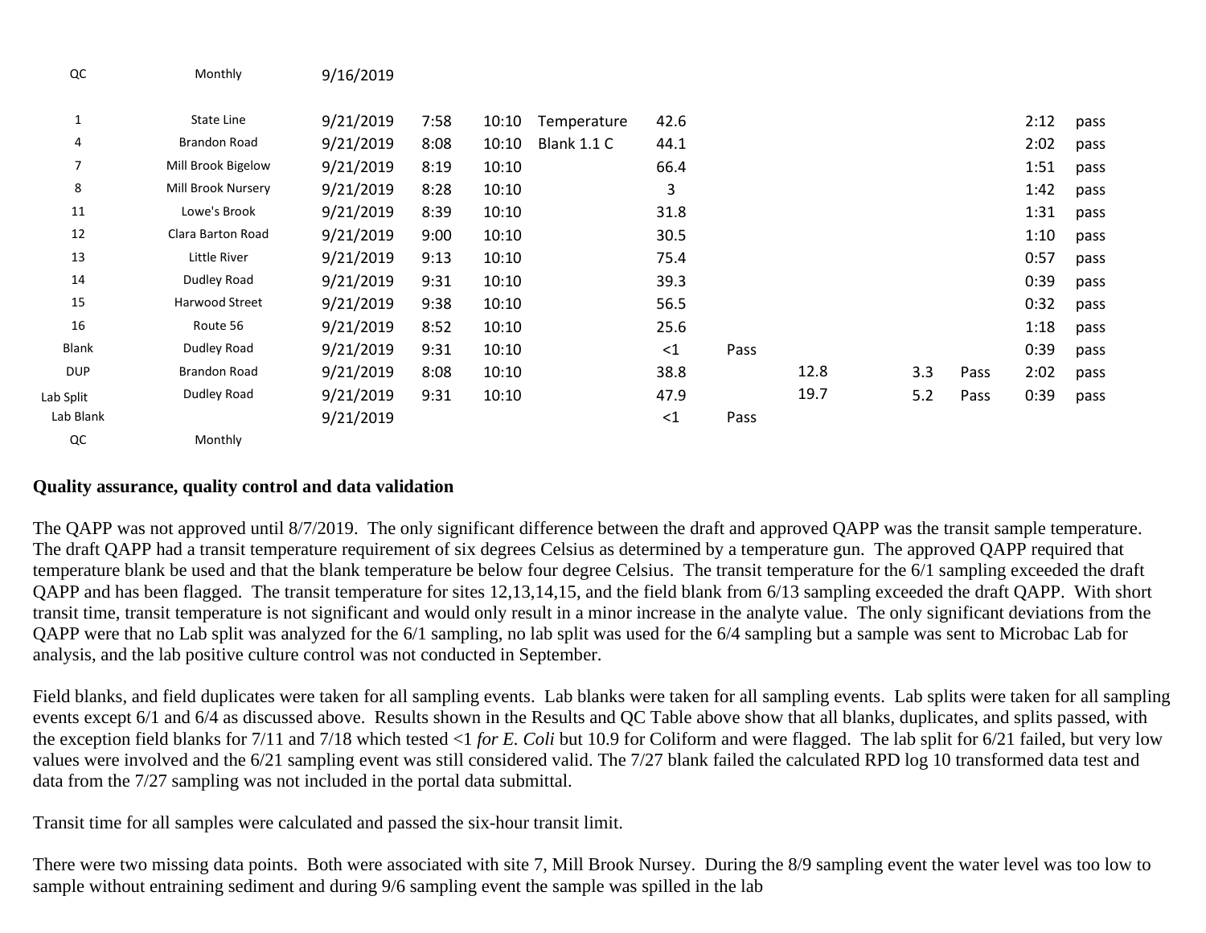| | | | | | | | | | | | | | |
|---|---|---|---|---|---|---|---|---|---|---|---|---|---|
| QC | Monthly | 9/16/2019 | | | | | | | | | | | |
| 1 | State Line | 9/21/2019 | 7:58 | 10:10 | Temperature | 42.6 | | | | | | 2:12 | pass |
| 4 | Brandon Road | 9/21/2019 | 8:08 | 10:10 | Blank 1.1 C | 44.1 | | | | | | 2:02 | pass |
| 7 | Mill Brook Bigelow | 9/21/2019 | 8:19 | 10:10 | | 66.4 | | | | | | 1:51 | pass |
| 8 | Mill Brook Nursery | 9/21/2019 | 8:28 | 10:10 | | 3 | | | | | | 1:42 | pass |
| 11 | Lowe's Brook | 9/21/2019 | 8:39 | 10:10 | | 31.8 | | | | | | 1:31 | pass |
| 12 | Clara Barton Road | 9/21/2019 | 9:00 | 10:10 | | 30.5 | | | | | | 1:10 | pass |
| 13 | Little River | 9/21/2019 | 9:13 | 10:10 | | 75.4 | | | | | | 0:57 | pass |
| 14 | Dudley Road | 9/21/2019 | 9:31 | 10:10 | | 39.3 | | | | | | 0:39 | pass |
| 15 | Harwood Street | 9/21/2019 | 9:38 | 10:10 | | 56.5 | | | | | | 0:32 | pass |
| 16 | Route 56 | 9/21/2019 | 8:52 | 10:10 | | 25.6 | | | | | | 1:18 | pass |
| Blank | Dudley Road | 9/21/2019 | 9:31 | 10:10 | | <1 | Pass | | | | | 0:39 | pass |
| DUP | Brandon Road | 9/21/2019 | 8:08 | 10:10 | | 38.8 | | 12.8 | | 3.3 | Pass | 2:02 | pass |
| Lab Split | Dudley Road | 9/21/2019 | 9:31 | 10:10 | | 47.9 | | 19.7 | | 5.2 | Pass | 0:39 | pass |
| Lab Blank | | 9/21/2019 | | | | <1 | Pass | | | | | | |
| QC | Monthly | | | | | | | | | | | | |

**Quality assurance, quality control and data validation**

The QAPP was not approved until 8/7/2019. The only significant difference between the draft and approved QAPP was the transit sample temperature. The draft QAPP had a transit temperature requirement of six degrees Celsius as determined by a temperature gun. The approved QAPP required that temperature blank be used and that the blank temperature be below four degree Celsius. The transit temperature for the 6/1 sampling exceeded the draft QAPP and has been flagged. The transit temperature for sites 12,13,14,15, and the field blank from 6/13 sampling exceeded the draft QAPP. With short transit time, transit temperature is not significant and would only result in a minor increase in the analyte value. The only significant deviations from the QAPP were that no Lab split was analyzed for the 6/1 sampling, no lab split was used for the 6/4 sampling but a sample was sent to Microbac Lab for analysis, and the lab positive culture control was not conducted in September.

Field blanks, and field duplicates were taken for all sampling events. Lab blanks were taken for all sampling events. Lab splits were taken for all sampling events except 6/1 and 6/4 as discussed above. Results shown in the Results and QC Table above show that all blanks, duplicates, and splits passed, with the exception field blanks for 7/11 and 7/18 which tested <1 *for E. Coli* but 10.9 for Coliform and were flagged. The lab split for 6/21 failed, but very low values were involved and the 6/21 sampling event was still considered valid. The 7/27 blank failed the calculated RPD log 10 transformed data test and data from the 7/27 sampling was not included in the portal data submittal.

Transit time for all samples were calculated and passed the six-hour transit limit.

There were two missing data points. Both were associated with site 7, Mill Brook Nursey. During the 8/9 sampling event the water level was too low to sample without entraining sediment and during 9/6 sampling event the sample was spilled in the lab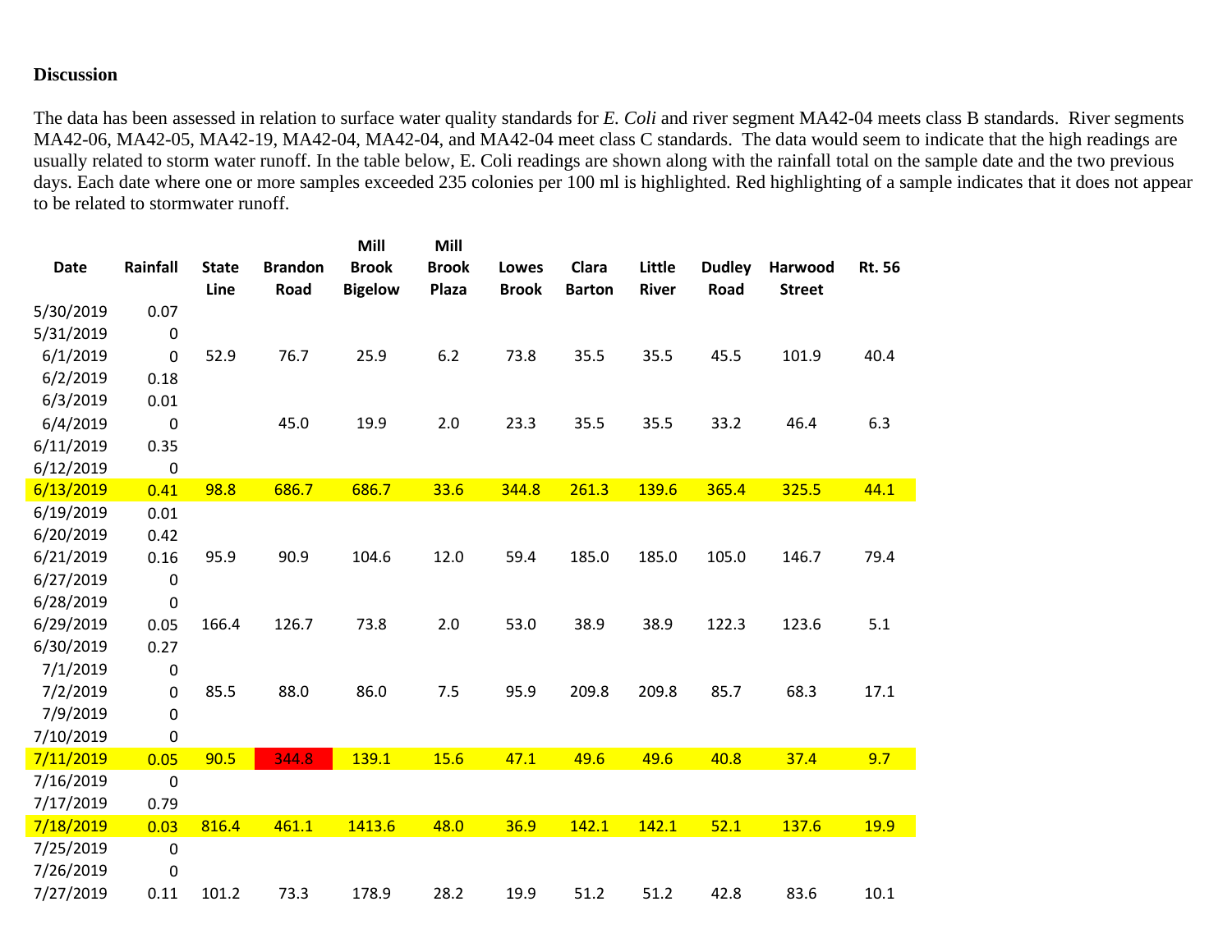**Discussion**

The data has been assessed in relation to surface water quality standards for *E. Coli* and river segment MA42-04 meets class B standards. River segments MA42-06, MA42-05, MA42-19, MA42-04, MA42-04, and MA42-04 meet class C standards. The data would seem to indicate that the high readings are usually related to storm water runoff. In the table below, E. Coli readings are shown along with the rainfall total on the sample date and the two previous days. Each date where one or more samples exceeded 235 colonies per 100 ml is highlighted. Red highlighting of a sample indicates that it does not appear to be related to stormwater runoff.

| Date | Rainfall | State Line | Brandon Road | Mill Brook Bigelow | Mill Brook Plaza | Lowes Brook | Clara Barton | Little River | Dudley Road | Harwood Street | Rt. 56 |
|---|---|---|---|---|---|---|---|---|---|---|---|
| 5/30/2019 | 0.07 | | | | | | | | | | |
| 5/31/2019 | 0 | | | | | | | | | | |
| 6/1/2019 | 0 | 52.9 | 76.7 | 25.9 | 6.2 | 73.8 | 35.5 | 35.5 | 45.5 | 101.9 | 40.4 |
| 6/2/2019 | 0.18 | | | | | | | | | | |
| 6/3/2019 | 0.01 | | | | | | | | | | |
| 6/4/2019 | 0 | | 45.0 | 19.9 | 2.0 | 23.3 | 35.5 | 35.5 | 33.2 | 46.4 | 6.3 |
| 6/11/2019 | 0.35 | | | | | | | | | | |
| 6/12/2019 | 0 | | | | | | | | | | |
| 6/13/2019 | 0.41 | 98.8 | 686.7 | 686.7 | 33.6 | 344.8 | 261.3 | 139.6 | 365.4 | 325.5 | 44.1 |
| 6/19/2019 | 0.01 | | | | | | | | | | |
| 6/20/2019 | 0.42 | | | | | | | | | | |
| 6/21/2019 | 0.16 | 95.9 | 90.9 | 104.6 | 12.0 | 59.4 | 185.0 | 185.0 | 105.0 | 146.7 | 79.4 |
| 6/27/2019 | 0 | | | | | | | | | | |
| 6/28/2019 | 0 | | | | | | | | | | |
| 6/29/2019 | 0.05 | 166.4 | 126.7 | 73.8 | 2.0 | 53.0 | 38.9 | 38.9 | 122.3 | 123.6 | 5.1 |
| 6/30/2019 | 0.27 | | | | | | | | | | |
| 7/1/2019 | 0 | | | | | | | | | | |
| 7/2/2019 | 0 | 85.5 | 88.0 | 86.0 | 7.5 | 95.9 | 209.8 | 209.8 | 85.7 | 68.3 | 17.1 |
| 7/9/2019 | 0 | | | | | | | | | | |
| 7/10/2019 | 0 | | | | | | | | | | |
| 7/11/2019 | 0.05 | 90.5 | 344.8 | 139.1 | 15.6 | 47.1 | 49.6 | 49.6 | 40.8 | 37.4 | 9.7 |
| 7/16/2019 | 0 | | | | | | | | | | |
| 7/17/2019 | 0.79 | | | | | | | | | | |
| 7/18/2019 | 0.03 | 816.4 | 461.1 | 1413.6 | 48.0 | 36.9 | 142.1 | 142.1 | 52.1 | 137.6 | 19.9 |
| 7/25/2019 | 0 | | | | | | | | | | |
| 7/26/2019 | 0 | | | | | | | | | | |
| 7/27/2019 | 0.11 | 101.2 | 73.3 | 178.9 | 28.2 | 19.9 | 51.2 | 51.2 | 42.8 | 83.6 | 10.1 |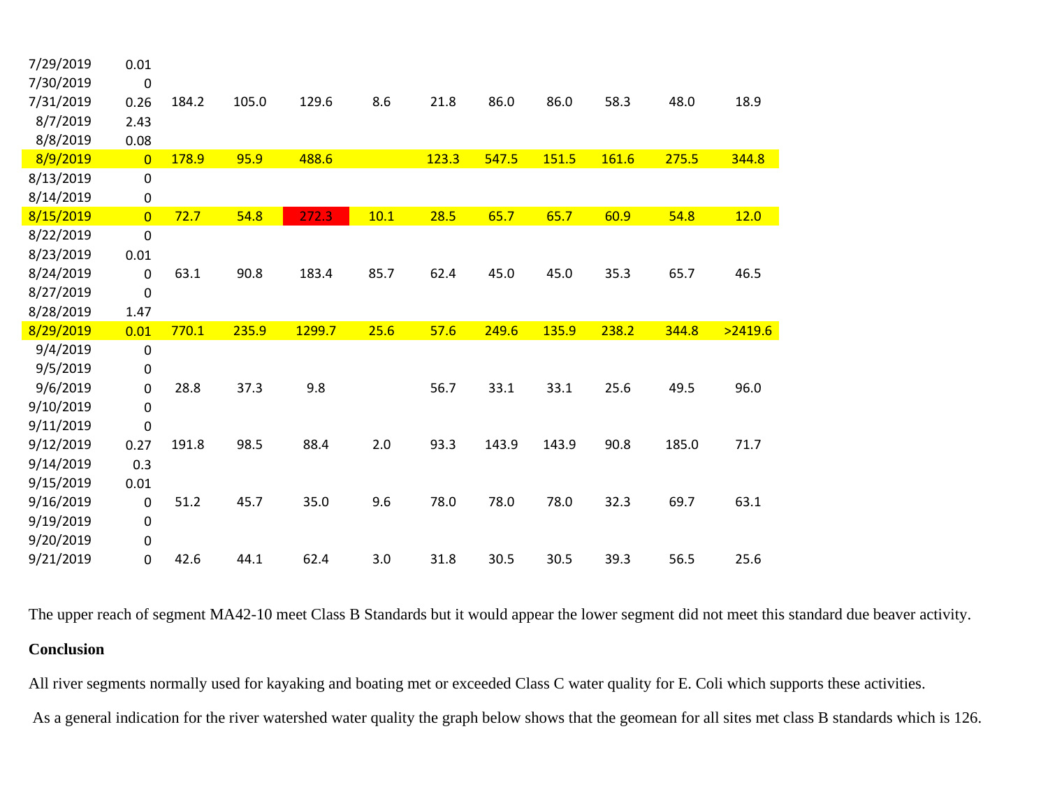| | | | | | | | | | | | |
|---|---|---|---|---|---|---|---|---|---|---|---|
| 7/29/2019 | 0.01 | | | | | | | | | | |
| 7/30/2019 | 0 | | | | | | | | | | |
| 7/31/2019 | 0.26 | 184.2 | 105.0 | 129.6 | 8.6 | 21.8 | 86.0 | 86.0 | 58.3 | 48.0 | 18.9 |
| 8/7/2019 | 2.43 | | | | | | | | | | |
| 8/8/2019 | 0.08 | | | | | | | | | | |
| 8/9/2019 | 0 | 178.9 | 95.9 | 488.6 | | 123.3 | 547.5 | 151.5 | 161.6 | 275.5 | 344.8 |
| 8/13/2019 | 0 | | | | | | | | | | |
| 8/14/2019 | 0 | | | | | | | | | | |
| 8/15/2019 | 0 | 72.7 | 54.8 | 272.3 | 10.1 | 28.5 | 65.7 | 65.7 | 60.9 | 54.8 | 12.0 |
| 8/22/2019 | 0 | | | | | | | | | | |
| 8/23/2019 | 0.01 | | | | | | | | | | |
| 8/24/2019 | 0 | 63.1 | 90.8 | 183.4 | 85.7 | 62.4 | 45.0 | 45.0 | 35.3 | 65.7 | 46.5 |
| 8/27/2019 | 0 | | | | | | | | | | |
| 8/28/2019 | 1.47 | | | | | | | | | | |
| 8/29/2019 | 0.01 | 770.1 | 235.9 | 1299.7 | 25.6 | 57.6 | 249.6 | 135.9 | 238.2 | 344.8 | >2419.6 |
| 9/4/2019 | 0 | | | | | | | | | | |
| 9/5/2019 | 0 | | | | | | | | | | |
| 9/6/2019 | 0 | 28.8 | 37.3 | 9.8 | | 56.7 | 33.1 | 33.1 | 25.6 | 49.5 | 96.0 |
| 9/10/2019 | 0 | | | | | | | | | | |
| 9/11/2019 | 0 | | | | | | | | | | |
| 9/12/2019 | 0.27 | 191.8 | 98.5 | 88.4 | 2.0 | 93.3 | 143.9 | 143.9 | 90.8 | 185.0 | 71.7 |
| 9/14/2019 | 0.3 | | | | | | | | | | |
| 9/15/2019 | 0.01 | | | | | | | | | | |
| 9/16/2019 | 0 | 51.2 | 45.7 | 35.0 | 9.6 | 78.0 | 78.0 | 78.0 | 32.3 | 69.7 | 63.1 |
| 9/19/2019 | 0 | | | | | | | | | | |
| 9/20/2019 | 0 | | | | | | | | | | |
| 9/21/2019 | 0 | 42.6 | 44.1 | 62.4 | 3.0 | 31.8 | 30.5 | 30.5 | 39.3 | 56.5 | 25.6 |

The upper reach of segment MA42-10 meet Class B Standards but it would appear the lower segment did not meet this standard due beaver activity.

**Conclusion**

All river segments normally used for kayaking and boating met or exceeded Class C water quality for E. Coli which supports these activities.

As a general indication for the river watershed water quality the graph below shows that the geomean for all sites met class B standards which is 126.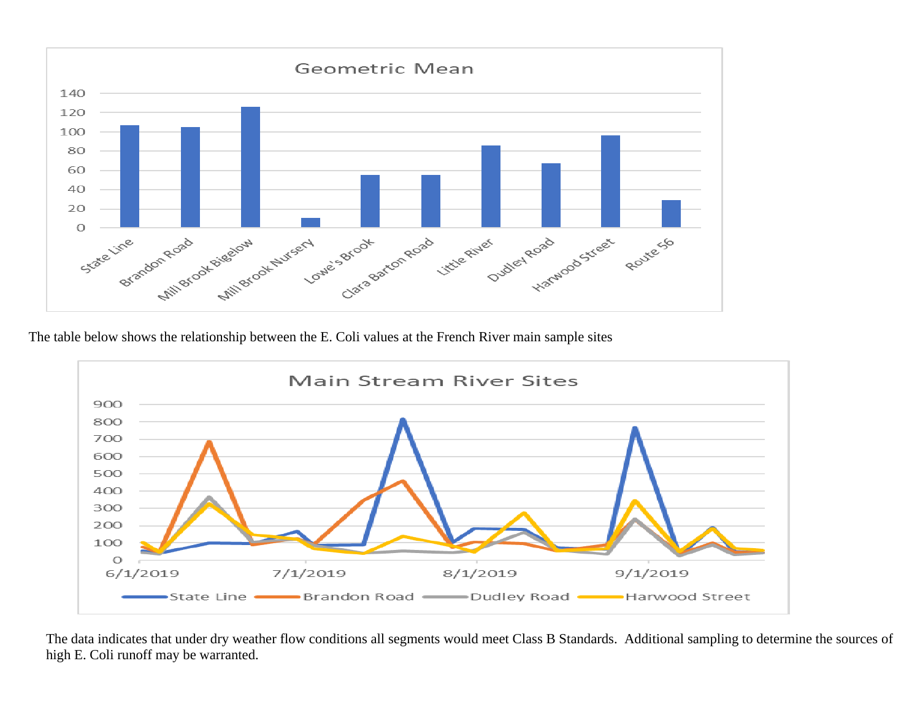Geometric Mean

140
120
100
80
60
40
20
0

State Line
Brandon Road
Mill Brook Bigelow
Mill Brook Nursery
Lowe's Brook
Clara Barton Road
Little River
Dudley Road
Harwood Street
Route 56

The table below shows the relationship between the E. Coli values at the French River main sample sites

Main Stream River Sites

900
800
700
600
500
400
300
200
100
0

6/1/2019
7/1/2019
8/1/2019
9/1/2019

State Line
Brandon Road
Dudley Road
Harwood Street

The data indicates that under dry weather flow conditions all segments would meet Class B Standards. Additional sampling to determine the sources of high E. Coli runoff may be warranted.